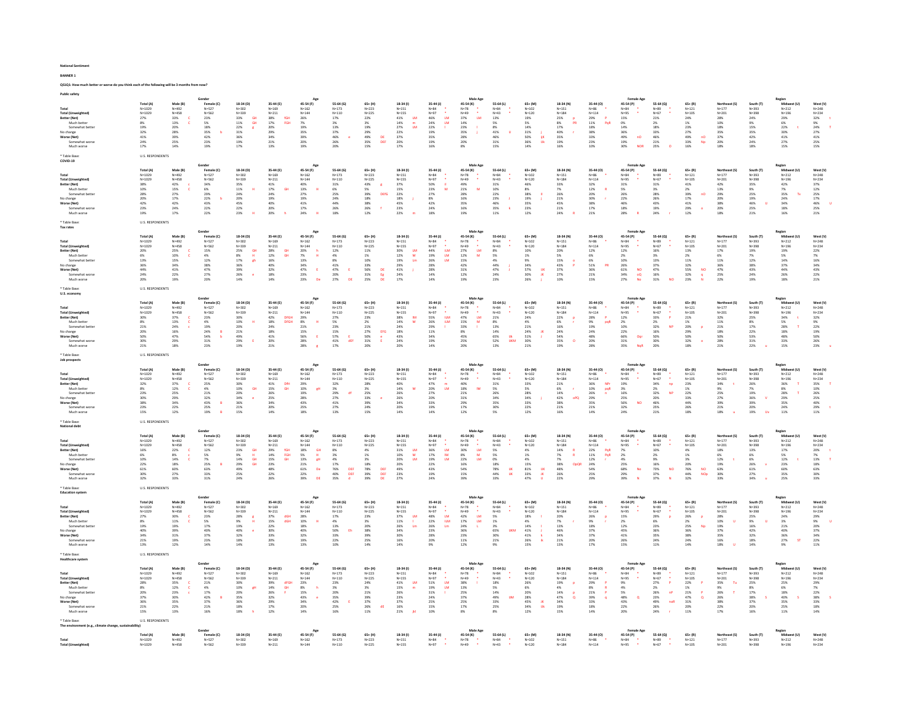National Sentiment

BANNER 1

QS1Q1: How much better or worse do you think each of the following will be 3 months from now?

**Public safety**

| | | Gender | | Age | | | | | Male Age | | | | | Female Age | | | | | Region | | | |
|---|---|---|---|---|---|---|---|---|---|---|---|---|---|---|---|---|---|---|---|---|---|---|
| | Total (A) | Male (B) | Female (C) | 18-34 (D) | 35-44 (E) | 45-54 (F) | 55-64 (G) | 65+ (H) | 18-34 (I) | 35-44 (J) | 45-54 (K) | 55-64 (L) | 65+ (M) | 18-34 (N) | 35-44 (O) | 45-54 (P) | 55-64 (Q) | 65+ (R) | Northeast (S) | South (T) | Midwest (U) | West (V) |
| Total | N=1029 | N=492 | N=527 | N=302 | N=169 | N=162 | N=173 | N=223 | N=151 | N=84 * | N=78 * | N=84 * | N=102 | N=151 | N=86 * | N=84 * | N=89 * | N=121 | N=177 | N=393 | N=212 | N=248 |
| Total (Unweighted) | N=1029 | N=458 | N=562 | N=339 | N=211 | N=144 | N=110 | N=225 | N=155 | N=97 * | N=49 * | N=43 * | N=120 | N=184 | N=114 | N=95 * | N=67 * | N=105 | N=201 | N=398 | N=196 | N=234 |
| **Better (Net)** | 27% | 33% C | 23% | 33% GH | 38% FGH | 26% | 17% | 22% | 41% LM | 46% LM | 37% LM | 13% | 19% | 25% p | 29% P | 15% | 21% | 24% | 28% | 24% | 29% | 32% t |
| Much better | 8% | 13% C | 5% | 11% GH | 17% FGH | 7% | 3% | 3% | 14% m | 24% LM | 14% | 5% | 5% | 8% PR | 11% PqR | 0% | 2% | 1% | 10% | 9% | 6% | 9% |
| Somewhat better | 19% | 20% | 18% | 22% g | 20% | 19% | 13% | 19% | 27% LM | 22% l | 23% | 8% | 14% | 17% | 18% | 14% | 18% | 23% | 18% | 15% | 22% t | 24% T |
| No change | 32% | 28% | 35% b | 31% | 29% | 35% | 37% | 29% | 22% | 19% | 35% j | 41% IJ | 31% j | 40% r | 38% | 36% | 33% | 27% | 35% | 35% | 30% | 27% |
| **Worse (Net)** | 41% | 39% | 42% | 36% | 34% | 39% | 46% e | 49% DE | 37% | 35% | 28% | 46% | 50% iJK | 35% | 33% | 49% nO | 46% | 49% nO | 37% | 42% | 41% | 41% |
| Somewhat worse | 24% | 25% | 23% | 19% | 21% | 20% | 26% | 35% DEF | 20% | 19% | 20% | 31% | 36% IJk | 19% | 23% | 19% | 21% | 33% Np | 20% | 24% | 27% | 25% |
| Much worse | 17% | 14% | 19% | 17% | 13% | 19% | 20% | 15% | 17% | 16% | 8% | 15% | 14% | 16% | 10% | 30% NOR | 25% O | 16% | 18% | 18% | 15% | 15% |

* Table Base: U.S. RESPONDENTS

**COVID-19**

| | | Gender | | Age | | | | | Male Age | | | | | Female Age | | | | | Region | | | |
|---|---|---|---|---|---|---|---|---|---|---|---|---|---|---|---|---|---|---|---|---|---|---|
| | Total (A) | Male (B) | Female (C) | 18-34 (D) | 35-44 (E) | 45-54 (F) | 55-64 (G) | 65+ (H) | 18-34 (I) | 35-44 (J) | 45-54 (K) | 55-64 (L) | 65+ (M) | 18-34 (N) | 35-44 (O) | 45-54 (P) | 55-64 (Q) | 65+ (R) | Northeast (S) | South (T) | Midwest (U) | West (V) |
| Total | N=1029 | N=492 | N=527 | N=302 | N=169 | N=162 | N=173 | N=223 | N=151 | N=84 * | N=78 * | N=84 * | N=102 | N=151 | N=86 * | N=84 * | N=89 * | N=121 | N=177 | N=393 | N=212 | N=248 |
| Total (Unweighted) | N=1029 | N=458 | N=562 | N=339 | N=211 | N=144 | N=110 | N=225 | N=155 | N=97 * | N=49 * | N=43 * | N=120 | N=184 | N=114 | N=95 * | N=67 * | N=105 | N=201 | N=398 | N=196 | N=234 |
| **Better (Net)** | 38% | 42% c | 34% | 35% | 41% | 40% | 31% | 43% g | 37% | 50% l | 49% | 31% | 46% | 33% | 32% | 31% | 31% | 41% | 42% | 35% | 42% | 37% |
| Much better | 10% | 15% C | 6% | 11% H | 17% GH | 13% H | 6% | 5% | 15% | 23% M | 21% M | 10% | 8% | 7% | 12% R | 5% | 3% | 2% | 13% | 9% | 7% | 12% |
| Somewhat better | 28% | 27% | 29% | 24% | 24% | 27% | 25% | 39% DEFG | 22% | 27% | 28% | 22% | 38% I | 26% | 20% | 26% | 28% | 39% nO | 29% | 25% | 35% Tv | 25% |
| No change | 20% | 17% | 22% b | 20% | 19% | 19% | 24% | 18% | 18% j | 8% | 16% | 23% J | 19% j | 21% | 30% r | 22% | 26% | 17% | 20% | 19% | 24% | 17% |
| **Worse (Net)** | 42% | 42% | 43% | 45% | 40% | 41% | 44% | 38% | 45% | 42% | 35% | 46% | 35% | 46% | 38% | 46% | 43% | 41% | 38% | 46% U | 34% | 46% U |
| Somewhat worse | 23% | 24% | 22% | 22% | 20% | 17% | 26% | 26% f | 23% | 24% | 16% | 35% k | 23% | 21% | 17% | 18% | 19% | 29% o | 20% | 25% | 18% | 25% |
| Much worse | 19% | 17% | 22% | 23% H | 20% fr | 24% H | 18% | 12% | 22% m | 18% | 19% | 11% | 12% | 24% R | 21% | 28% R | 24% r | 12% | 18% | 21% | 16% | 21% |

* Table Base: U.S. RESPONDENTS

**Tax rates**

| | | Gender | | Age | | | | | Male Age | | | | | Female Age | | | | | Region | | | |
|---|---|---|---|---|---|---|---|---|---|---|---|---|---|---|---|---|---|---|---|---|---|---|
| | Total (A) | Male (B) | Female (C) | 18-34 (D) | 35-44 (E) | 45-54 (F) | 55-64 (G) | 65+ (H) | 18-34 (I) | 35-44 (J) | 45-54 (K) | 55-64 (L) | 65+ (M) | 18-34 (N) | 35-44 (O) | 45-54 (P) | 55-64 (Q) | 65+ (R) | Northeast (S) | South (T) | Midwest (U) | West (V) |
| Total | N=1029 | N=492 | N=527 | N=302 | N=169 | N=162 | N=173 | N=223 | N=151 | N=84 * | N=78 * | N=84 * | N=102 | N=151 | N=86 * | N=84 * | N=89 * | N=121 | N=177 | N=393 | N=212 | N=248 |
| Total (Unweighted) | N=1029 | N=458 | N=562 | N=339 | N=211 | N=144 | N=110 | N=225 | N=155 | N=97 * | N=49 * | N=43 * | N=120 | N=184 | N=114 | N=95 * | N=67 * | N=105 | N=201 | N=398 | N=196 | N=234 |
| **Better (Net)** | 20% | 25% C | 15% | 25% GH | 28% GH | 20% h | 12% | 11% | 30% LM | 44% ILM | 27% LM | 8% | 10% | 20% | 12% | 12% | 16% | 13% | 17% | 19% | 19% | 22% |
| Much better | 6% | 10% C | 4% | 8% H | 12% GH | 7% H | 4% | 1% | 12% M | 19% LM | 12% M | 5% | 1% | 5% | 6% | 2% | 3% | 2% | 6% | 7% | 5% | 7% |
| Somewhat better | 13% | 15% | 12% | 17% gh | 16% | 13% | 8% | 10% | 19% Lm | 26% LM | 15% | 4% | 9% | 15% o | 6% | 10% | 13% | 11% | 11% | 12% | 14% | 16% |
| No change | 36% | 34% | 38% | 36% | 40% | 34% | 41% | 33% | 29% | 28% | 42% | 44% j | 34% | 43% P | 51% PR | 26% | 37% | 32% | 36% | 38% | 37% | 34% |
| **Worse (Net)** | 44% | 41% | 47% | 39% | 32% | 47% E | 47% E | 56% DE | 41% j | 28% | 31% | 47% J | 57% IJK | 37% | 36% | 61% NO | 47% | 55% NO | 47% | 43% | 44% | 43% |
| Somewhat worse | 24% | 22% | 27% | 26% e | 18% | 23% | 20% | 31% E | 24% | 14% | 12% | 24% | 30% iK | 27% | 21% | 34% oQ | 16% | 32% q | 25% | 24% | 26% | 22% |
| Much worse | 20% | 19% | 20% | 14% | 14% | 23% De | 27% DE | 25% DE | 17% | 14% | 19% | 23% | 26% j | 10% | 15% | 27% No | 31% NO | 23% N | 22% | 19% | 18% | 21% |

* Table Base: U.S. RESPONDENTS

**U.S. economy**

| | | Gender | | Age | | | | | Male Age | | | | | Female Age | | | | | Region | | | |
|---|---|---|---|---|---|---|---|---|---|---|---|---|---|---|---|---|---|---|---|---|---|---|
| | Total (A) | Male (B) | Female (C) | 18-34 (D) | 35-44 (E) | 45-54 (F) | 55-64 (G) | 65+ (H) | 18-34 (I) | 35-44 (J) | 45-54 (K) | 55-64 (L) | 65+ (M) | 18-34 (N) | 35-44 (O) | 45-54 (P) | 55-64 (Q) | 65+ (R) | Northeast (S) | South (T) | Midwest (U) | West (V) |
| Total | N=1029 | N=492 | N=527 | N=302 | N=169 | N=162 | N=173 | N=223 | N=151 | N=84 * | N=78 * | N=84 * | N=102 | N=151 | N=86 * | N=84 * | N=89 * | N=121 | N=177 | N=393 | N=212 | N=248 |
| Total (Unweighted) | N=1029 | N=458 | N=562 | N=339 | N=211 | N=144 | N=110 | N=225 | N=155 | N=97 * | N=49 * | N=43 * | N=120 | N=184 | N=114 | N=95 * | N=67 * | N=105 | N=201 | N=398 | N=196 | N=234 |
| **Better (Net)** | 30% | 37% C | 23% | 30% | 42% DFGH | 29% | 27% | 23% | 38% lM | 55% ILM | 47% LM | 21% | 24% | 22% p | 28% P | 12% | 33% P | 21% | 32% | 25% | 24% t | 35% T |
| Much better | 8% | 13% C | 4% | 10% H | 18% DFGH | 8% H | 5% | 2% | 14% M | 26% ILM | 15% M | 8% | 4% | 6% r | 9% pqR | 2% | 2% | 1% | 11% | 8% | 5% | 9% |
| Somewhat better | 21% | 24% c | 19% | 20% | 24% | 21% | 23% | 21% | 24% | 29% l | 33% l | 13% | 21% | 16% | 19% | 10% | 32% NP | 20% p | 21% | 17% | 28% T | 22% |
| No change | 20% | 16% | 24% B | 21% | 18% | 15% | 15% | 27% EFG | 18% | 11% | 8% | 14% | 24% Jk | 24% | 22% | 16% | 29% | 29% | 18% | 22% | 18% | 19% |
| **Worse (Net)** | 50% | 47% | 54% b | 49% | 41% | 56% E | 57% E | 50% e | 43% | 34% | 45% | 65% IJk | 51% J | 54% | 48% | 66% Oq | 50% | 50% | 50% | 53% | 48% | 50% |
| Somewhat worse | 30% | 29% | 31% | 29% E | 20% | 28% | 41% dEf | 31% E | 24% | 14% | 25% | 52% IJKM | 30% | 35% O | 20% | 31% | 30% | 32% o | 28% | 31% | 33% | 26% |
| Much worse | 21% | 18% | 23% | 19% | 21% | 28% g | 17% | 20% | 20% | 20% | 20% | 13% | 21% | 19% | 28% | 35% NqR | 20% | 18% | 21% | 22% u | 15% | 23% u |

* Table Base: U.S. RESPONDENTS

**Job prospects**

| | | Gender | | Age | | | | | Male Age | | | | | Female Age | | | | | Region | | | |
|---|---|---|---|---|---|---|---|---|---|---|---|---|---|---|---|---|---|---|---|---|---|---|
| | Total (A) | Male (B) | Female (C) | 18-34 (D) | 35-44 (E) | 45-54 (F) | 55-64 (G) | 65+ (H) | 18-34 (I) | 35-44 (J) | 45-54 (K) | 55-64 (L) | 65+ (M) | 18-34 (N) | 35-44 (O) | 45-54 (P) | 55-64 (Q) | 65+ (R) | Northeast (S) | South (T) | Midwest (U) | West (V) |
| Total | N=1029 | N=492 | N=527 | N=302 | N=169 | N=162 | N=173 | N=223 | N=151 | N=84 * | N=78 * | N=84 * | N=102 | N=151 | N=86 * | N=84 * | N=89 * | N=121 | N=177 | N=393 | N=212 | N=248 |
| Total (Unweighted) | N=1029 | N=458 | N=562 | N=339 | N=211 | N=144 | N=110 | N=225 | N=155 | N=97 * | N=49 * | N=43 * | N=120 | N=184 | N=114 | N=95 * | N=67 * | N=105 | N=201 | N=398 | N=196 | N=234 |
| **Better (Net)** | 32% | 37% C | 25% | 30% | 41% DfH | 26% | 32% | 28% | 40% | 47% m | 40% | 31% | 33% | 21% | 36% NPr | 19% | 34% np | 23% | 34% t | 26% | 36% T | 35% T |
| Much better | 8% | 12% C | 4% | 10% GH | 15% GH | 10% gH | 3% | 3% | 14% M | 20% LM | 18% lM | 5% | 5% | 6% r | 10% pqR | 3% | 2% | 1% | 9% | 7% | 8% | 10% |
| Somewhat better | 23% | 25% | 21% | 20% | 26% | 19% | 29% df | 25% | 26% | 27% | 21% | 26% | 28% | 14% | 26% n | 16% | 32% NP | 22% | 25% | 19% | 28% T | 26% T |
| No change | 30% | 29% | 32% | 34% e | 25% | 28% | 27% | 33% e | 26% | 20% | 31% | 34% | 34% j | 42% oPQ | 29% | 25% | 20% | 33% | 27% | 36% V | 29% | 25% |
| **Worse (Net)** | 38% | 34% | 43% B | 36% | 34% | 43% | 41% | 39% | 34% | 33% | 29% | 35% | 33% | 38% | 35% | 56% NO | 46% | 44% | 39% | 39% | 35% | 40% |
| Somewhat worse | 23% | 22% | 25% | 21% | 20% | 25% | 27% | 24% | 20% | 19% | 17% | 30% | 22% | 21% | 21% | 32% | 25% | 26% | 21% | 20% | 24% | 29% t |
| Much worse | 15% | 12% | 19% B | 15% | 14% | 18% | 13% | 15% | 14% | 14% | 12% | 5% | 12% | 16% | 14% | 24% | 21% | 18% | 18% u | 19% Uv | 11% | 11% |

* Table Base: U.S. RESPONDENTS

**National debt**

| | | Gender | | Age | | | | | Male Age | | | | | Female Age | | | | | Region | | | |
|---|---|---|---|---|---|---|---|---|---|---|---|---|---|---|---|---|---|---|---|---|---|---|
| | Total (A) | Male (B) | Female (C) | 18-34 (D) | 35-44 (E) | 45-54 (F) | 55-64 (G) | 65+ (H) | 18-34 (I) | 35-44 (J) | 45-54 (K) | 55-64 (L) | 65+ (M) | 18-34 (N) | 35-44 (O) | 45-54 (P) | 55-64 (Q) | 65+ (R) | Northeast (S) | South (T) | Midwest (U) | West (V) |
| Total | N=1029 | N=492 | N=527 | N=302 | N=169 | N=162 | N=173 | N=223 | N=151 | N=84 * | N=78 * | N=84 * | N=102 | N=151 | N=86 * | N=84 * | N=89 * | N=121 | N=177 | N=393 | N=212 | N=248 |
| Total (Unweighted) | N=1029 | N=458 | N=562 | N=339 | N=211 | N=144 | N=110 | N=225 | N=155 | N=97 * | N=49 * | N=43 * | N=120 | N=184 | N=114 | N=95 * | N=67 * | N=105 | N=201 | N=398 | N=196 | N=234 |
| **Better (Net)** | 16% | 22% C | 12% | 23% GH | 29% FGH | 18% GH | 8% | 6% | 31% LM | 36% LM | 30% LM | 5% | 4% | 14% R | 22% PqR | 7% | 10% | 4% | 18% | 13% | 17% | 20% t |
| Much better | 6% | 8% c | 5% | 9% H | 14% FGH | 5% H | 3% | 1% | 10% M | 17% lM | 8% M | 5% | 1% | 7% R | 11% PqR | 2% | 1% | 1% | 6% | 6% | 5% | 7% |
| Somewhat better | 10% | 14% C | 7% | 14% GH | 15% GH | 13% gH | 4% | 3% | 20% LM | 19% LM | 22% LM | 0% | 4% | 7% | 12% r | 4% | 9% | 3% | 12% t | 6% | 12% t | 13% T |
| No change | 22% | 18% | 25% B | 29% GH | 23% | 21% | 17% | 18% | 20% | 22% | 16% | 18% | 15% | 38% OpQR | 24% | 25% | 16% | 20% | 19% | 26% v | 23% | 18% |
| **Worse (Net)** | 61% | 60% | 63% | 49% | 48% | 61% De | 76% DEF | 78% DEF | 49% | 43% | 54% | 78% IJK | 81% IJK | 48% | 54% | 68% No | 73% NO | 76% NO | 63% | 61% | 60% | 63% |
| Somewhat worse | 30% | 27% | 33% | 25% | 22% | 40% DE | 40% DEF | 39% DEF | 23% | 19% | 15% | 44% IJK | 33% JK | 26% | 25% | 29% | 37% | 44% NOp | 30% | 27% | 35% | 30% |
| Much worse | 32% | 33% | 31% | 24% | 26% | 38% DE | 35% d | 39% DE | 27% | 24% | 39% | 33% | 47% IJ | 22% | 29% | 39% N | 37% N | 32% | 33% | 34% u | 25% | 33% |

* Table Base: U.S. RESPONDENTS

**Education system**

| | | Gender | | Age | | | | | Male Age | | | | | Female Age | | | | | Region | | | |
|---|---|---|---|---|---|---|---|---|---|---|---|---|---|---|---|---|---|---|---|---|---|---|
| | Total (A) | Male (B) | Female (C) | 18-34 (D) | 35-44 (E) | 45-54 (F) | 55-64 (G) | 65+ (H) | 18-34 (I) | 35-44 (J) | 45-54 (K) | 55-64 (L) | 65+ (M) | 18-34 (N) | 35-44 (O) | 45-54 (P) | 55-64 (Q) | 65+ (R) | Northeast (S) | South (T) | Midwest (U) | West (V) |
| Total | N=1029 | N=492 | N=527 | N=302 | N=169 | N=162 | N=173 | N=223 | N=151 | N=84 * | N=78 * | N=84 * | N=102 | N=151 | N=86 * | N=84 * | N=89 * | N=121 | N=177 | N=393 | N=212 | N=248 |
| Total (Unweighted) | N=1029 | N=458 | N=562 | N=339 | N=211 | N=144 | N=110 | N=225 | N=155 | N=97 * | N=49 * | N=43 * | N=120 | N=184 | N=114 | N=95 * | N=67 * | N=105 | N=201 | N=398 | N=196 | N=234 |
| **Better (Net)** | 27% | 30% C | 23% | 28% g | 37% dGH | 28% | 17% | 23% | 37% LM | 48% LM | 42% LM | 5% | 18% l | 20% | 26% p | 15% | 29% p | 26% p | 28% | 25% | 24% | 29% |
| Much better | 8% | 11% C | 5% | 9% | 15% dGH | 10% H | 4% | 3% | 11% l | 22% ILM | 17% LM | 1% | 4% | 7% r | 9% r | 2% | 6% | 2% | 10% U | 9% U | 3% | 9% U |
| Somewhat better | 19% | 19% | 17% | 19% | 22% | 18% | 13% | 20% | 26% Lm | 26% Lm | 24% L | 3% | 14% l | 13% | 18% | 12% | 23% | 25% Np | 19% | 16% | 21% | 20% |
| No change | 33% | 31% | 35% | 31% | 31% | 29% | 33% | 37% | 29% | 26% | 29% | 30% | 41% j | 33% | 37% | 40% | 36% | 34% | 32% | 33% | 36% | 34% |
| **Worse (Net)** | 40% | 39% | 40% | 40% e | 30% | 42% e | 50% Eh | 38% | 34% | 23% | 30% | 65% IJKM | 41% J | 46% | 37% | 45% | 36% | 37% | 40% | 42% | 40% | 37% |
| Somewhat worse | 27% | 31% | 24% | 32% e | 22% | 32% | 33% | 25% | 23% | 28% | 20% | 34% | 30% | 34% | 19% | 30% | 24% | 22% | 27% | 25% | 32% | 25% |
| Much worse | 13% | 12% | 14% | 14% | 13% | 10% | 17% | 13% | 14% | 9% | 5% | 20% | 15% | 13% | 17% | 15% | 11% | 14% | 18% U | 14% | 9% | 13% |

* Table Base: U.S. RESPONDENTS

**Healthcare system**

| | | Gender | | Age | | | | | Male Age | | | | | Female Age | | | | | Region | | | |
|---|---|---|---|---|---|---|---|---|---|---|---|---|---|---|---|---|---|---|---|---|---|---|
| | Total (A) | Male (B) | Female (C) | 18-34 (D) | 35-44 (E) | 45-54 (F) | 55-64 (G) | 65+ (H) | 18-34 (I) | 35-44 (J) | 45-54 (K) | 55-64 (L) | 65+ (M) | 18-34 (N) | 35-44 (O) | 45-54 (P) | 55-64 (Q) | 65+ (R) | Northeast (S) | South (T) | Midwest (U) | West (V) |
| Total | N=1029 | N=492 | N=527 | N=302 | N=169 | N=162 | N=173 | N=223 | N=151 | N=84 * | N=78 * | N=84 * | N=102 | N=151 | N=86 * | N=84 * | N=89 * | N=121 | N=177 | N=393 | N=212 | N=248 |
| Total (Unweighted) | N=1029 | N=458 | N=562 | N=339 | N=211 | N=144 | N=110 | N=225 | N=155 | N=97 * | N=49 * | N=43 * | N=120 | N=184 | N=114 | N=95 * | N=67 * | N=105 | N=201 | N=398 | N=196 | N=234 |
| **Better (Net)** | 28% | 35% C | 21% | 30% | 39% dFGH | 23% | 23% | 24% | 41% LM | 51% LM | 38% l | 18% | 26% | 19% p | 29% P | 9% | 27% P | 22% P | 35% Tu | 25% | 25% | 28% |
| Much better | 8% | 12% C | 4% | 10% gh | 14% GH | 8% h | 3% | 3% | 15% m | 19% LM | 13% | 5% | 6% | 4% | 8% R | 4% | 2% | 1% | 9% | 8% | 6% | 7% |
| Somewhat better | 20% | 23% c | 17% | 20% | 26% F | 15% | 20% | 21% | 26% | 31% l | 25% | 14% | 20% | 14% | 21% P | 5% | 26% nP | 21% P | 26% T | 17% | 18% | 22% |
| No change | 37% | 30% | 42% B | 37% | 32% | 43% e | 35% | 39% | 23% | 24% | 37% | 49% IJM | 28% | 47% Q | 39% q | 48% Q | 23% | 47% Q | 26% | 38% S | 40% S | 38% S |
| **Worse (Net)** | 36% | 35% | 37% | 33% | 29% | 34% | 42% E | 37% | 35% | 25% | 25% | 33% | 45% IJk | 34% | 33% | 43% | 49% noR | 31% | 38% | 37% | 35% | 33% |
| Somewhat worse | 21% | 22% | 21% | 18% | 17% | 20% | 25% | 26% dE | 16% | 15% | 17% | 25% | 34% IJK | 19% | 18% | 22% | 26% | 20% | 22% | 21% | 25% | 18% |
| Much worse | 15% | 13% | 16% | 18% h | 12% | 14% | 16% | 11% | 21% jkl | 10% | 8% | 8% | 12% | 15% | 14% | 20% | 24% | 11% | 17% | 16% | 11% | 14% |

* Table Base: U.S. RESPONDENTS

**The environment (e.g., climate change, sustainability)**

| | | Gender | | Age | | | | | Male Age | | | | | Female Age | | | | | Region | | | |
|---|---|---|---|---|---|---|---|---|---|---|---|---|---|---|---|---|---|---|---|---|---|---|
| | Total (A) | Male (B) | Female (C) | 18-34 (D) | 35-44 (E) | 45-54 (F) | 55-64 (G) | 65+ (H) | 18-34 (I) | 35-44 (J) | 45-54 (K) | 55-64 (L) | 65+ (M) | 18-34 (N) | 35-44 (O) | 45-54 (P) | 55-64 (Q) | 65+ (R) | Northeast (S) | South (T) | Midwest (U) | West (V) |
| Total | N=1029 | N=492 | N=527 | N=302 | N=169 | N=162 | N=173 | N=223 | N=151 | N=84 * | N=78 * | N=84 * | N=102 | N=151 | N=86 * | N=84 * | N=89 * | N=121 | N=177 | N=393 | N=212 | N=248 |
| Total (Unweighted) | N=1029 | N=458 | N=562 | N=339 | N=211 | N=144 | N=110 | N=225 | N=155 | N=97 * | N=49 * | N=43 * | N=120 | N=184 | N=114 | N=95 * | N=67 * | N=105 | N=201 | N=398 | N=196 | N=234 |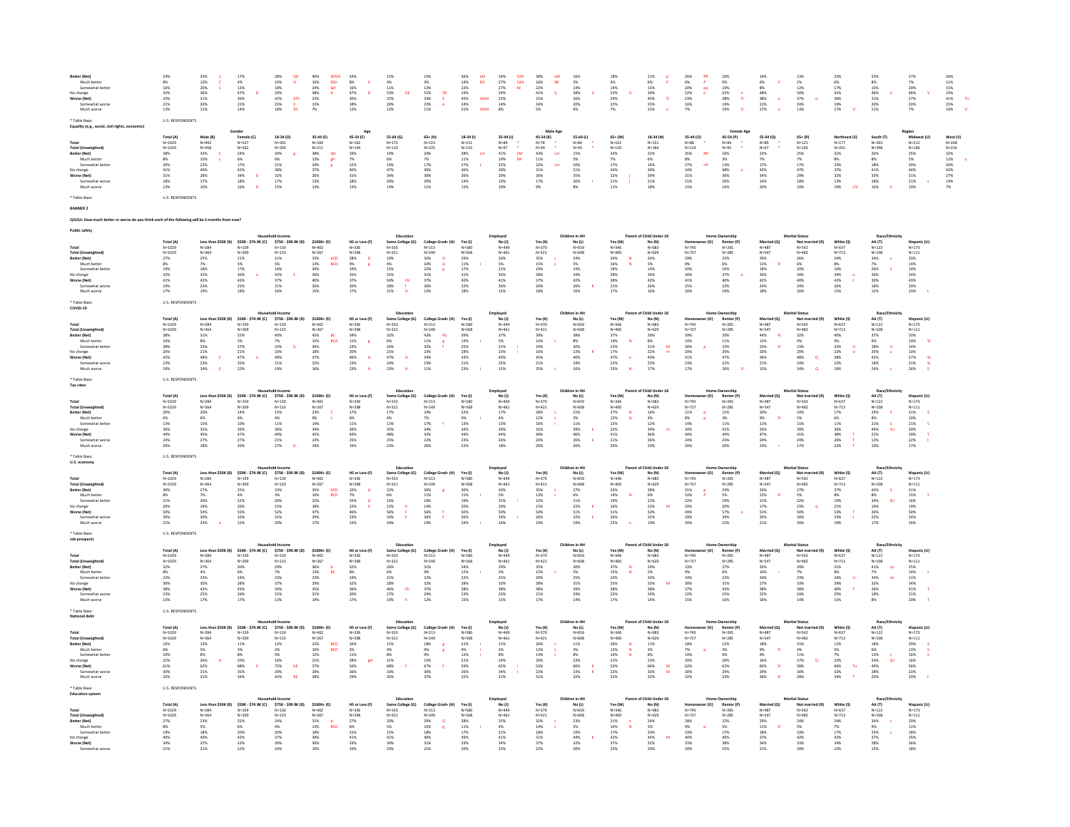| | | | | | | | | | | | | | | | | | | | | | |
|---|---|---|---|---|---|---|---|---|---|---|---|---|---|---|---|---|---|---|---|---|---|
| **Better (Net)** | 24% | 33% C | 17% | 28% GH | 40% DFGH | 24% | 15% | 15% | 36% LM | 54% ILM | 38% LM | 16% | 18% | 21% p | 26% PR | 10% | 14% | 13% | 23% | 23% | 27% | 26% |
| Much better | 8% | 13% C | 4% | 10% H | 16% fGH | 8% h | 4% | 3% | 14% IM | 27% ILM | 16% IM | 2% | 4% | 6% P | 6% P | 0% | 6% P | 2% | 6% | 8% | 7% | 11% |
| Somewhat better | 16% | 20% C | 13% | 18% | 24% GH | 16% | 11% | 13% | 22% | 27% M | 22% | 14% | 14% | 15% | 20% pq | 10% | 8% | 12% | 17% | 15% | 20% | 15% |
| No change | 42% | 36% | 47% B | 29% | 38% d | 47% D | 53% DE | 51% DE | 19% | 24% | 41% Ij | 58% IJ | 53% IJ | 39% | 52% o | 52% o | 48% | 50% | 41% | 46% V | 46% V | 33% |
| **Worse (Net)** | 33% | 31% | 36% | 42% EFh | 23% | 30% | 32% | 33% E | 45% JKLM | 22% | 21% | 26% | 29% | 40% O | 23% | 38% O | 38% o | 37% o | 36% | 31% | 27% | 41% TU |
| Somewhat worse | 21% | 20% | 22% | 25% E | 15% | 18% | 20% | 23% e | 24% | 14% | 16% | 20% | 22% | 25% | 16% | 19% | 21% | 24% | 19% | 20% | 20% | 25% |
| Much worse | 13% | 11% | 14% | 18% Eh | 7% | 12% | 12% | 11% | 21% JKLM | 8% | 5% | 6% | 7% | 15% o | 7% | 19% O | 17% o | 13% | 17% U | 11% | 7% | 16% U |

\* Table Base: U.S. RESPONDENTS

**Equality (e.g., social, civil rights, economic)**

| | | Gender | | Age | | | | | Male Age | | | | Female Age | | | | Region | | | |
|---|---|---|---|---|---|---|---|---|---|---|---|---|---|---|---|---|---|---|---|---|
| | Total (A) | Male (B) | Female (C) | 18-34 (D) | 35-44 (E) | 45-54 (F) | 55-64 (G) | 65+ (H) | 18-34 (I) | 35-44 (J) | 45-54 (K) | 55-64 (L) | 65+ (M) | 18-34 (N) | 35-44 (O) | 45-54 (P) | 55-64 (Q) | 65+ (R) | Northeast (S) | South (T) | Midwest (U) | West (V) |
| **Total** | N=1029 | N=492 | N=527 | N=302 | N=169 | N=162 | N=173 | N=223 | N=151 | N=84 * | N=78 * | N=84 * | N=102 | N=151 | N=86 * | N=84 * | N=89 * | N=121 | N=177 | N=393 | N=212 | N=248 |
| **Total (Unweighted)** | N=1029 | N=458 | N=562 | N=309 | N=211 | N=144 | N=110 | N=225 | N=155 | N=97 * | N=49 * | N=43 * | N=120 | N=184 | N=114 | N=95 * | N=67 * | N=105 | N=201 | N=398 | N=196 | N=234 |
| **Better (Net)** | 28% | 33% C | 24% | 30% g | 38% GH | 29% | 19% | 24% | 38% Lm | 41% LM | 43% Lm | 15% | 24% | 22% | 35% NP | 16% | 23% | 25% | 31% | 26% | 25% | 32% |
| Much better | 8% | 10% c | 6% | 9% | 13% gh | 7% | 6% | 7% | 11% | 19% IM | 11% | 5% | 7% | 6% | 8% | 3% | 7% | 7% | 8% | 5% | 12% u | |
| Somewhat better | 20% | 22% | 17% | 21% | 24% g | 22% | 14% | 17% | 27% L | 22% | 32% Lm | 10% | 17% | 16% | 27% nP | 13% | 17% | 17% | 23% | 18% | 20% | 20% |
| No change | 41% | 40% | 42% | 38% | 37% | 40% | 47% | 45% | 36% | 39% | 31% | 51% | 43% | 39% | 34% | 48% o | 43% | 47% | 37% | 41% | 44% | 42% |
| **Worse (Net)** | 31% | 28% | 34% b | 32% | 26% | 31% | 34% | 30% | 26% | 20% | 26% | 35% | 32% j | 39% | 31% | 36% | 34% | 29% | 32% | 33% | 31% | 27% |
| Somewhat worse | 18% | 17% | 18% | 17% | 13% | 18% | 20% | 20% | 14% | 10% | 17% | 26% J | 21% j | 21% | 15% | 20% | 14% | 18% | 13% | 18% | 21% s | 19% |
| Much worse | 13% | 10% | 16% B | 15% | 13% | 13% | 14% | 11% | 12% | 10% | 9% | 8% | 11% | 18% | 15% | 16% | 20% | 10% | 19% UV | 16% V | 10% | 7% |

\* Table Base: U.S. RESPONDENTS

**BANNER 2**

**QS1Q1: How much better or worse do you think each of the following will be 3 months from now?**

**Public safety**

| | | Household Income | | | | Education | | | Employed | | Children in HH | | Parent of Child Under 18 | | Home Ownership | | Marital Status | | Race/Ethnicity | | |
|---|---|---|---|---|---|---|---|---|---|---|---|---|---|---|---|---|---|---|---|---|---|
| | Total (A) | Less than $50K (B) | $50K - $74.9K (C) | $75K - $99.9K (D) | $100K+ (E) | HS or Less (F) | Some College (G) | College Grad+ (H) | Yes (I) | No (J) | Yes (K) | No (L) | Yes (M) | No (N) | Homeowner (O) | Renter (P) | Married (Q) | Not married (R) | White (S) | AA (T) | Hispanic (U) |
| **Total** | N=1029 | N=284 | N=159 | N=130 | N=402 | N=336 | N=333 | N=213 | N=580 | N=449 | N=370 | N=659 | N=346 | N=683 | N=745 | N=265 | N=487 | N=542 | N=637 | N=122 | N=173 |
| **Total (Unweighted)** | N=1029 | N=364 | N=209 | N=133 | N=267 | N=298 | N=321 | N=249 | N=568 | N=461 | N=421 | N=608 | N=400 | N=629 | N=727 | N=285 | N=547 | N=482 | N=713 | N=108 | N=111 |
| **Better (Net)** | 27% | 25% | 21% | 21% | 33% bCD | 28% G | 19% | 32% G | 29% | 26% | 35% L | 24% | 34% N | 24% | 29% | 22% | 29% | 26% | 24% | 34% | 33% |
| Much better | 8% | 7% | 5% | 5% | 13% BCD | 9% g | 4% | 10% G | 11% I | 5% | 15% L | 5% | 16% N | 5% | 9% | 6% | 11% R | 6% | 8% | 7% | 14% |
| Somewhat better | 19% | 18% | 17% | 16% | 20% | 19% | 15% | 22% g | 17% | 21% | 19% | 19% | 18% | 19% | 20% | 16% | 18% | 20% | 16% | 26% S | 19% |
| No change | 32% | 32% | 36% e | 42% E | 26% | 35% | 31% | 31% | 31% | 33% | 28% | 34% | 28% | 34% | 30% | 37% e | 30% | 34% | 34% u | 36% | 24% |
| **Worse (Net)** | 41% | 42% | 43% | 37% | 40% | 37% | 50% FH | 37% | 40% | 41% | 37% | 42% | 38% | 42% | 41% | 40% | 42% | 40% | 42% t | 30% | 43% |
| Somewhat worse | 24% | 23% | 25% | 21% | 26% | 20% | 28% f | 26% | 22% | 26% | 20% | 26% K | 21% | 26% | 25% | 22% | 24% | 24% | 26% | 18% | 20% |
| Much worse | 17% | 19% | 18% | 16% | 15% | 17% | 21% H | 12% | 18% | 15% | 18% | 16% | 17% | 16% | 16% | 19% | 18% | 16% | 15% | 12% | 23% t |

\* Table Base: U.S. RESPONDENTS

**COVID-19**

| | | Household Income | | | | Education | | | Employed | | Children in HH | | Parent of Child Under 18 | | Home Ownership | | Marital Status | | Race/Ethnicity | | |
|---|---|---|---|---|---|---|---|---|---|---|---|---|---|---|---|---|---|---|---|---|---|
| | Total (A) | Less than $50K (B) | $50K - $74.9K (C) | $75K - $99.9K (D) | $100K+ (E) | HS or Less (F) | Some College (G) | College Grad+ (H) | Yes (I) | No (J) | Yes (K) | No (L) | Yes (M) | No (N) | Homeowner (O) | Renter (P) | Married (Q) | Not married (R) | White (S) | AA (T) | Hispanic (U) |
| **Total** | N=1029 | N=284 | N=159 | N=130 | N=402 | N=336 | N=333 | N=213 | N=580 | N=449 | N=370 | N=659 | N=346 | N=683 | N=745 | N=265 | N=487 | N=542 | N=637 | N=122 | N=173 |
| **Total (Unweighted)** | N=1029 | N=364 | N=209 | N=133 | N=267 | N=298 | N=321 | N=249 | N=568 | N=461 | N=421 | N=608 | N=400 | N=629 | N=727 | N=285 | N=547 | N=482 | N=713 | N=108 | N=111 |
| **Better (Net)** | 38% | 31% | 32% | 40% | 45% BC | 34% | 32% | 43% FG | 39% | 37% | 39% | 38% | 37% | 39% | 39% | 33% | 44% R | 32% | 40% | 37% | 33% |
| Much better | 10% | 8% | 5% | 7% | 15% BCd | 11% g | 6% | 11% g | 14% J | 5% | 14% L | 8% | 14% N | 8% | 10% | 11% | 12% | 9% | 9% | 9% | 19% St |
| Somewhat better | 28% | 23% | 27% | 33% b | 30% | 23% | 26% | 32% f | 25% | 31% I | 24% | 30% | 22% | 31% M | 30% p | 22% | 33% R | 23% | 32% U | 28% U | 14% |
| No change | 20% | 21% | 21% | 20% | 18% | 20% | 21% | 23% | 18% | 23% I | 16% | 22% K | 17% | 22% m | 20% | 20% | 20% | 20% | 22% U | 20% u | 10% |
| **Worse (Net)** | 42% | 48% E | 47% e | 40% | 37% | 46% H | 47% H | 34% | 43% | 40% | 45% | 40% | 47% n | 40% | 41% | 47% | 36% | 48% Q | 38% | 42% | 57% St |
| Somewhat worse | 23% | 23% | 25% | 21% | 22% | 23% | 24% | 23% | 21% | 25% | 21% | 24% | 22% | 23% | 23% | 21% | 20% | 25% | 22% | 18% | 31% st |
| Much worse | 19% | 24% E | 22% | 19% | 16% | 23% H | 23% H | 11% | 23% J | 15% | 25% L | 16% | 25% N | 17% | 17% | 26% O | 15% | 24% Q | 16% | 24% s | 26% S |

\* Table Base: U.S. RESPONDENTS

**Tax rates**

| | | Household Income | | | | Education | | | Employed | | Children in HH | | Parent of Child Under 18 | | Home Ownership | | Marital Status | | Race/Ethnicity | | |
|---|---|---|---|---|---|---|---|---|---|---|---|---|---|---|---|---|---|---|---|---|---|
| | Total (A) | Less than $50K (B) | $50K - $74.9K (C) | $75K - $99.9K (D) | $100K+ (E) | HS or Less (F) | Some College (G) | College Grad+ (H) | Yes (I) | No (J) | Yes (K) | No (L) | Yes (M) | No (N) | Homeowner (O) | Renter (P) | Married (Q) | Not married (R) | White (S) | AA (T) | Hispanic (U) |
| **Total** | N=1029 | N=284 | N=159 | N=130 | N=402 | N=336 | N=333 | N=213 | N=580 | N=449 | N=370 | N=659 | N=346 | N=683 | N=745 | N=265 | N=487 | N=542 | N=637 | N=122 | N=173 |
| **Total (Unweighted)** | N=1029 | N=364 | N=209 | N=133 | N=267 | N=298 | N=321 | N=249 | N=568 | N=461 | N=421 | N=608 | N=400 | N=629 | N=727 | N=285 | N=547 | N=482 | N=713 | N=108 | N=111 |
| **Better (Net)** | 20% | 20% | 14% | 15% | 23% C | 17% | 17% | 24% | 22% | 17% | 28% L | 15% | 27% N | 16% | 21% p | 15% | 20% | 19% | 17% | 29% S | 31% S |
| Much better | 6% | 6% | 4% | 4% | 9% c | 6% | 4% | 7% | 9% J | 4% | 12% L | 3% | 12% N | 4% | 8% p | 4% | 9% R | 5% | 6% | 8% | 10% |
| Somewhat better | 13% | 15% | 10% | 11% | 14% | 11% | 13% | 17% f | 13% | 13% | 16% l | 11% | 15% | 12% | 14% | 11% | 11% | 15% | 11% | 21% S | 21% S |
| No change | 36% | 35% | 39% | 36% | 34% | 39% | 35% | 34% | 34% | 39% | 32% | 39% k | 32% | 39% m | 34% | 41% | 33% | 39% | 36% | 49% SU | 30% |
| **Worse (Net)** | 44% | 45% | 47% | 49% | 42% | 44% | 48% | 42% | 44% | 44% | 40% | 46% | 40% | 46% | 44% | 44% | 47% | 41% | 48% T | 22% | 39% T |
| Somewhat worse | 24% | 27% | 27% | 21% | 23% | 25% | 25% | 22% | 23% | 26% | 20% | 26% k | 21% | 26% | 24% | 25% | 24% | 24% | 26% T | 12% | 22% t |
| Much worse | 20% | 18% | 20% | 27% b | 19% | 19% | 23% | 20% | 22% | 18% | 20% | 20% | 20% | 20% | 20% | 20% | 23% r | 17% | 22% T | 10% | 17% |

\* Table Base: U.S. RESPONDENTS

**U.S. economy**

| | | Household Income | | | | Education | | | Employed | | Children in HH | | Parent of Child Under 18 | | Home Ownership | | Marital Status | | Race/Ethnicity | | |
|---|---|---|---|---|---|---|---|---|---|---|---|---|---|---|---|---|---|---|---|---|---|
| | Total (A) | Less than $50K (B) | $50K - $74.9K (C) | $75K - $99.9K (D) | $100K+ (E) | HS or Less (F) | Some College (G) | College Grad+ (H) | Yes (I) | No (J) | Yes (K) | No (L) | Yes (M) | No (N) | Homeowner (O) | Renter (P) | Married (Q) | Not married (R) | White (S) | AA (T) | Hispanic (U) |
| **Total** | N=1029 | N=284 | N=159 | N=130 | N=402 | N=336 | N=333 | N=213 | N=580 | N=449 | N=370 | N=659 | N=346 | N=683 | N=745 | N=265 | N=487 | N=542 | N=637 | N=122 | N=173 |
| **Total (Unweighted)** | N=1029 | N=364 | N=209 | N=133 | N=267 | N=298 | N=321 | N=249 | N=568 | N=461 | N=421 | N=608 | N=400 | N=629 | N=727 | N=285 | N=547 | N=482 | N=713 | N=108 | N=111 |
| **Better (Net)** | 30% | 27% | 25% | 23% | 35% bCD | 32% G | 22% | 30% g | 30% | 30% | 35% L | 27% | 33% | 28% | 31% p | 24% | 33% | 27% | 27% | 42% S | 31% |
| Much better | 8% | 7% | 4% | 3% | 14% BCD | 7% | 6% | 11% | 11% J | 5% | 13% L | 6% | 14% N | 6% | 10% P | 5% | 12% R | 5% | 8% | 8% | 15% S |
| Somewhat better | 21% | 20% | 22% | 20% | 22% | 25% G | 16% | 19% | 19% | 25% I | 22% | 21% | 19% | 22% | 22% | 19% | 21% | 22% | 19% | 34% SU | 16% |
| No change | 20% | 19% | 20% | 25% | 18% | 22% h | 22% h | 14% | 20% | 20% | 15% | 22% K | 16% | 22% M | 20% | 20% | 17% | 23% q | 21% | 19% | 19% |
| **Worse (Net)** | 50% | 54% | 55% | 52% | 47% | 46% | 56% F | 56% f | 50% | 50% | 50% | 51% | 51% | 50% | 49% | 57% o | 51% | 50% | 53% T | 39% | 50% |
| Somewhat worse | 30% | 30% | 33% | 31% | 29% | 23% | 33% F | 36% F | 26% | 34% I | 26% | 32% k | 26% | 32% | 29% | 34% | 30% | 30% | 33% t | 22% | 24% |
| Much worse | 21% | 24% e | 22% | 20% | 17% | 23% | 24% | 19% | 24% J | 16% | 24% | 19% | 25% n | 19% | 20% | 22% | 21% | 20% | 19% | 17% | 26% |

\* Table Base: U.S. RESPONDENTS

**Job prospects**

| | | Household Income | | | | Education | | | Employed | | Children in HH | | Parent of Child Under 18 | | Home Ownership | | Marital Status | | Race/Ethnicity | | |
|---|---|---|---|---|---|---|---|---|---|---|---|---|---|---|---|---|---|---|---|---|---|
| | Total (A) | Less than $50K (B) | $50K - $74.9K (C) | $75K - $99.9K (D) | $100K+ (E) | HS or Less (F) | Some College (G) | College Grad+ (H) | Yes (I) | No (J) | Yes (K) | No (L) | Yes (M) | No (N) | Homeowner (O) | Renter (P) | Married (Q) | Not married (R) | White (S) | AA (T) | Hispanic (U) |
| **Total** | N=1029 | N=284 | N=159 | N=130 | N=402 | N=336 | N=333 | N=213 | N=580 | N=449 | N=370 | N=659 | N=346 | N=683 | N=745 | N=265 | N=487 | N=542 | N=637 | N=122 | N=173 |
| **Total (Unweighted)** | N=1029 | N=364 | N=209 | N=133 | N=267 | N=298 | N=321 | N=249 | N=568 | N=461 | N=421 | N=608 | N=400 | N=629 | N=727 | N=285 | N=547 | N=482 | N=713 | N=108 | N=111 |
| **Better (Net)** | 32% | 27% | 30% | 29% | 36% b | 32% | 26% | 31% | 34% | 28% | 35% | 30% | 37% N | 29% | 33% | 27% | 35% | 29% | 31% | 41% sU | 25% |
| Much better | 8% | 4% | 6% | 7% | 13% BC | 8% | 6% | 9% | 12% J | 3% | 15% L | 5% | 15% N | 5% | 9% | 6% | 10% r | 7% | 8% | 7% | 14% s |
| Somewhat better | 23% | 23% | 24% | 22% | 23% | 24% | 21% | 22% | 22% | 25% | 20% | 25% | 22% | 24% | 24% | 22% | 24% | 23% | 24% U | 34% sU | 11% |
| No change | 30% | 30% | 28% | 37% | 29% | 32% | 28% | 32% | 28% | 33% | 28% | 31% | 25% | 33% M | 30% | 31% | 27% | 33% | 29% | 33% | 34% |
| **Worse (Net)** | 38% | 42% | 43% | 34% | 35% | 36% | 46% Fh | 37% | 38% | 38% | 38% | 39% | 38% | 38% | 37% | 42% | 38% | 38% | 40% T | 26% | 41% T |
| Somewhat worse | 23% | 25% | 26% | 21% | 21% | 20% | 27% | 24% | 23% | 23% | 23% | 24% | 22% | 24% | 22% | 25% | 22% | 24% | 25% | 18% | 21% |
| Much worse | 15% | 17% | 17% | 13% | 14% | 17% | 19% h | 12% | 15% | 15% | 17% | 14% | 17% | 14% | 15% | 16% | 16% | 14% | 15% | 8% | 20% T |

\* Table Base: U.S. RESPONDENTS

**National debt**

| | | Household Income | | | | Education | | | Employed | | Children in HH | | Parent of Child Under 18 | | Home Ownership | | Marital Status | | Race/Ethnicity | | |
|---|---|---|---|---|---|---|---|---|---|---|---|---|---|---|---|---|---|---|---|---|---|
| | Total (A) | Less than $50K (B) | $50K - $74.9K (C) | $75K - $99.9K (D) | $100K+ (E) | HS or Less (F) | Some College (G) | College Grad+ (H) | Yes (I) | No (J) | Yes (K) | No (L) | Yes (M) | No (N) | Homeowner (O) | Renter (P) | Married (Q) | Not married (R) | White (S) | AA (T) | Hispanic (U) |
| **Total** | N=1029 | N=284 | N=159 | N=130 | N=402 | N=336 | N=333 | N=213 | N=580 | N=449 | N=370 | N=659 | N=346 | N=683 | N=745 | N=265 | N=487 | N=542 | N=637 | N=122 | N=173 |
| **Total (Unweighted)** | N=1029 | N=364 | N=209 | N=133 | N=267 | N=298 | N=321 | N=249 | N=568 | N=461 | N=421 | N=608 | N=400 | N=629 | N=727 | N=285 | N=547 | N=482 | N=713 | N=108 | N=111 |
| **Better (Net)** | 16% | 13% | 11% | 12% | 22% BCD | 16% | 11% | 18% g | 21% J | 11% | 26% L | 11% | 26% N | 11% | 18% | 12% | 18% | 15% | 12% | 18% | 29% S |
| Much better | 6% | 5% | 3% | 2% | 10% BCD | 5% | 4% | 9% g | 9% J | 3% | 12% L | 3% | 12% N | 3% | 7% p | 3% | 9% R | 4% | 5% | 6% | 13% S |
| Somewhat better | 10% | 8% | 8% | 9% | 12% | 11% | 8% | 9% | 12% J | 8% | 14% L | 8% | 14% N | 8% | 10% | 9% | 9% | 11% | 7% | 13% s | 16% S |
| No change | 22% | 26% d | 20% | 16% | 21% | 28% gH | 21% | 15% | 21% | 24% | 20% | 23% | 21% | 23% | 20% | 26% | 16% | 27% Q | 22% | 33% SU | 16% |
| **Worse (Net)** | 61% | 62% | 68% E | 72% bE | 57% | 56% | 68% F | 67% f | 59% | 65% I | 53% | 66% K | 53% | 66% M | 62% | 62% | 66% R | 58% | 66% Tu | 49% | 56% |
| Somewhat worse | 30% | 31% | 35% | 29% | 29% | 26% | 33% | 30% | 26% | 34% I | 23% | 34% K | 22% | 33% M | 30% | 29% | 29% | 30% | 32% | 28% | 23% |
| Much worse | 32% | 31% | 33% | 42% BE | 28% | 29% | 35% | 37% | 32% | 31% | 31% | 32% | 31% | 32% | 32% | 33% | 36% R | 28% | 34% T | 20% | 33% t |

\* Table Base: U.S. RESPONDENTS

**Education system**

| | | Household Income | | | | Education | | | Employed | | Children in HH | | Parent of Child Under 18 | | Home Ownership | | Marital Status | | Race/Ethnicity | | |
|---|---|---|---|---|---|---|---|---|---|---|---|---|---|---|---|---|---|---|---|---|---|
| | Total (A) | Less than $50K (B) | $50K - $74.9K (C) | $75K - $99.9K (D) | $100K+ (E) | HS or Less (F) | Some College (G) | College Grad+ (H) | Yes (I) | No (J) | Yes (K) | No (L) | Yes (M) | No (N) | Homeowner (O) | Renter (P) | Married (Q) | Not married (R) | White (S) | AA (T) | Hispanic (U) |
| **Total** | N=1029 | N=284 | N=159 | N=130 | N=402 | N=336 | N=333 | N=213 | N=580 | N=449 | N=370 | N=659 | N=346 | N=683 | N=745 | N=265 | N=487 | N=542 | N=637 | N=122 | N=173 |
| **Total (Unweighted)** | N=1029 | N=364 | N=209 | N=133 | N=267 | N=298 | N=321 | N=249 | N=568 | N=461 | N=421 | N=608 | N=400 | N=629 | N=727 | N=285 | N=547 | N=482 | N=713 | N=108 | N=111 |
| **Better (Net)** | 27% | 23% | 25% | 24% | 31% b | 27% | 20% | 29% G | 28% | 25% | 32% L | 23% | 31% n | 24% | 28% | 22% | 29% | 24% | 24% | 34% s | 29% |
| Much better | 8% | 5% | 6% | 4% | 13% BCD | 6% | 5% | 10% g | 11% J | 4% | 14% L | 5% | 14% N | 5% | 9% p | 5% | 11% R | 5% | 7% | 9% | 11% |
| Somewhat better | 19% | 18% | 20% | 20% | 18% | 21% | 15% | 18% | 17% | 21% | 18% | 19% | 17% | 20% | 19% | 17% | 18% | 19% | 17% | 25% s | 18% |
| No change | 40% | 40% | 42% | 37% | 39% | 41% | 41% | 40% | 39% | 41% | 31% | 44% K | 32% | 44% M | 40% | 40% | 37% | 42% | 42% | 37% | 35% |
| **Worse (Net)** | 34% | 37% | 33% | 39% | 30% | 33% | 39% | 31% | 33% | 34% | 37% | 32% | 37% | 32% | 33% | 38% | 34% | 33% | 34% | 28% | 36% |
| Somewhat worse | 21% | 21% | 22% | 24% | 19% | 19% | 23% | 21% | 20% | 22% | 22% | 20% | 22% | 20% | 20% | 25% | 21% | 20% | 22% | 15% | 18% |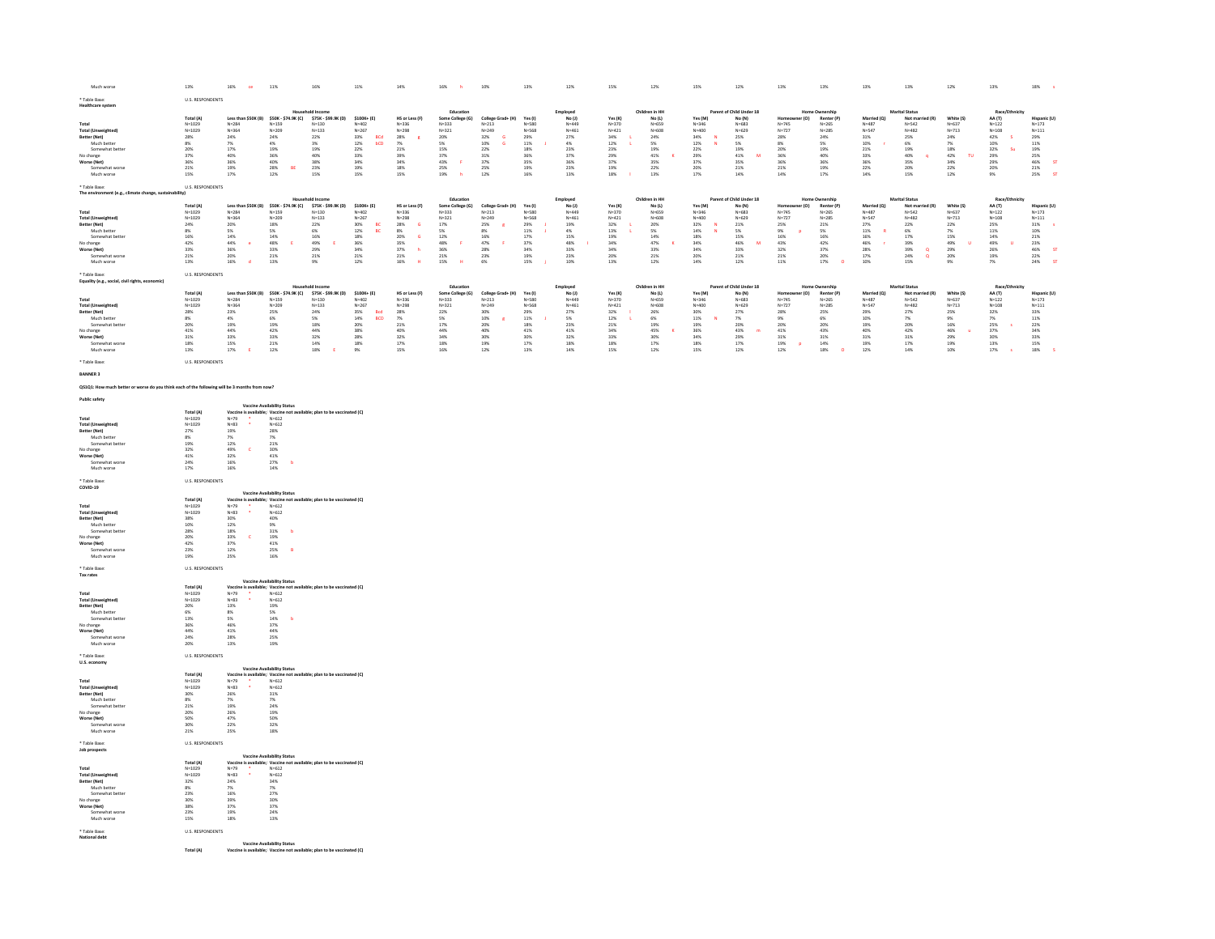| | Total (A) | Less than $50K (B) | $50K - $74.9K (C) | $75K - $99.9K (D) | $100K+ (E) | HS or Less (F) | Some College (G) | College Grad+ (H) | Yes (I) | No (J) | Yes (K) | No (L) | Yes (M) | No (N) | Homeowner (O) | Renter (P) | Married (Q) | Not married (R) | White (S) | AA (T) | Hispanic (U) |
|---|---|---|---|---|---|---|---|---|---|---|---|---|---|---|---|---|---|---|---|---|---|
| Much worse | 13% | 16% ce | 11% | 16% | 11% | 14% | 16% h | 10% | 13% | 12% | 15% | 12% | 15% | 12% | 13% | 13% | 13% | 13% | 12% | 13% | 18% s |

* Table Base: U.S. RESPONDENTS

**Healthcare system**

| | | Household Income | | | | Education | | | Employed | | Children in HH | | Parent of Child Under 18 | | Home Ownership | | Marital Status | | Race/Ethnicity | | |
|---|---|---|---|---|---|---|---|---|---|---|---|---|---|---|---|---|---|---|---|---|---|
| | Total (A) | Less than $50K (B) | $50K - $74.9K (C) | $75K - $99.9K (D) | $100K+ (E) | HS or Less (F) | Some College (G) | College Grad+ (H) | Yes (I) | No (J) | Yes (K) | No (L) | Yes (M) | No (N) | Homeowner (O) | Renter (P) | Married (Q) | Not married (R) | White (S) | AA (T) | Hispanic (U) |
| Total | N=1029 | N=284 | N=159 | N=130 | N=402 | N=336 | N=333 | N=213 | N=580 | N=449 | N=370 | N=659 | N=346 | N=683 | N=745 | N=265 | N=487 | N=542 | N=637 | N=122 | N=173 |
| Total (Unweighted) | N=1029 | N=364 | N=209 | N=133 | N=267 | N=298 | N=321 | N=249 | N=568 | N=461 | N=421 | N=608 | N=400 | N=629 | N=727 | N=285 | N=547 | N=482 | N=713 | N=108 | N=111 |
| Better (Net) | 28% | 24% | 24% | 22% | 33% BCd | 28% g | 20% | 32% G | 29% | 27% | 34% L | 24% | 34% N | 25% | 28% | 24% | 31% | 25% | 24% | 42% S | 29% |
| Much better | 8% | 7% | 4% | 3% | 12% BCD | 7% | 5% | 10% G | 11% J | 4% | 12% L | 5% | 12% N | 5% | 8% | 5% | 10% r | 6% | 7% | 10% | 11% |
| Somewhat better | 20% | 17% | 19% | 19% | 22% | 21% | 15% | 22% | 18% | 23% | 23% | 19% | 22% | 19% | 20% | 19% | 21% | 19% | 18% | 32% Su | 19% |
| No change | 37% | 40% | 36% | 40% | 33% | 39% | 37% | 31% | 36% | 37% | 29% | 41% K | 29% | 41% M | 36% | 40% | 33% | 40% q | 42% TU | 29% | 25% |
| Worse (Net) | 36% | 36% | 40% | 38% | 34% | 34% | 43% F | 37% | 35% | 36% | 37% | 35% | 37% | 35% | 36% | 36% | 36% | 35% | 34% | 29% | 46% ST |
| Somewhat worse | 21% | 19% | 28% BE | 23% | 19% | 18% | 25% | 25% | 19% | 23% | 19% | 22% | 20% | 21% | 21% | 19% | 22% | 20% | 22% | 20% | 21% |
| Much worse | 15% | 17% | 12% | 15% | 15% | 15% | 19% h | 12% | 16% | 13% | 18% l | 13% | 17% | 14% | 14% | 17% | 14% | 15% | 12% | 9% | 25% ST |

* Table Base: U.S. RESPONDENTS

**The environment (e.g., climate change, sustainability)**

| | | Household Income | | | | Education | | | Employed | | Children in HH | | Parent of Child Under 18 | | Home Ownership | | Marital Status | | Race/Ethnicity | | |
|---|---|---|---|---|---|---|---|---|---|---|---|---|---|---|---|---|---|---|---|---|---|
| | Total (A) | Less than $50K (B) | $50K - $74.9K (C) | $75K - $99.9K (D) | $100K+ (E) | HS or Less (F) | Some College (G) | College Grad+ (H) | Yes (I) | No (J) | Yes (K) | No (L) | Yes (M) | No (N) | Homeowner (O) | Renter (P) | Married (Q) | Not married (R) | White (S) | AA (T) | Hispanic (U) |
| Total | N=1029 | N=284 | N=159 | N=130 | N=402 | N=336 | N=333 | N=213 | N=580 | N=449 | N=370 | N=659 | N=346 | N=683 | N=745 | N=265 | N=487 | N=542 | N=637 | N=122 | N=173 |
| Total (Unweighted) | N=1029 | N=364 | N=209 | N=133 | N=267 | N=298 | N=321 | N=249 | N=568 | N=461 | N=421 | N=608 | N=400 | N=629 | N=727 | N=285 | N=547 | N=482 | N=713 | N=108 | N=111 |
| Better (Net) | 24% | 20% | 18% | 22% | 30% BC | 28% G | 17% | 25% g | 28% J | 19% | 32% L | 20% | 32% N | 21% | 25% | 21% | 27% | 22% | 22% | 25% | 31% s |
| Much better | 8% | 5% | 5% | 6% | 12% BC | 8% | 5% | 8% | 11% J | 4% | 13% L | 5% | 14% N | 5% | 9% p | 5% | 11% R | 6% | 7% | 11% | 10% |
| Somewhat better | 16% | 14% | 14% | 16% | 18% | 20% G | 12% | 16% | 17% | 15% | 19% | 14% | 18% | 15% | 16% | 16% | 16% | 17% | 15% | 14% | 21% |
| No change | 42% | 44% e | 48% E | 49% E | 36% | 35% | 48% F | 47% F | 37% | 48% I | 34% | 47% K | 34% | 46% M | 43% | 42% | 46% r | 39% | 49% U | 49% U | 23% |
| Worse (Net) | 33% | 36% | 33% | 29% | 34% | 37% h | 36% | 28% | 34% | 33% | 34% | 33% | 34% | 33% | 32% | 37% | 28% | 39% Q | 29% | 26% | 46% ST |
| Somewhat worse | 21% | 20% | 21% | 21% | 21% | 21% | 21% | 23% | 19% | 23% | 20% | 21% | 20% | 21% | 21% | 20% | 17% | 24% Q | 20% | 19% | 22% |
| Much worse | 13% | 16% d | 13% | 9% | 12% | 16% H | 15% H | 6% | 15% j | 10% | 13% | 12% | 14% | 12% | 11% | 17% O | 10% | 15% | 9% | 7% | 24% ST |

* Table Base: U.S. RESPONDENTS

**Equality (e.g., social, civil rights, economic)**

| | | Household Income | | | | Education | | | Employed | | Children in HH | | Parent of Child Under 18 | | Home Ownership | | Marital Status | | Race/Ethnicity | | |
|---|---|---|---|---|---|---|---|---|---|---|---|---|---|---|---|---|---|---|---|---|---|
| | Total (A) | Less than $50K (B) | $50K - $74.9K (C) | $75K - $99.9K (D) | $100K+ (E) | HS or Less (F) | Some College (G) | College Grad+ (H) | Yes (I) | No (J) | Yes (K) | No (L) | Yes (M) | No (N) | Homeowner (O) | Renter (P) | Married (Q) | Not married (R) | White (S) | AA (T) | Hispanic (U) |
| Total | N=1029 | N=284 | N=159 | N=130 | N=402 | N=336 | N=333 | N=213 | N=580 | N=449 | N=370 | N=659 | N=346 | N=683 | N=745 | N=265 | N=487 | N=542 | N=637 | N=122 | N=173 |
| Total (Unweighted) | N=1029 | N=364 | N=209 | N=133 | N=267 | N=298 | N=321 | N=249 | N=568 | N=461 | N=421 | N=608 | N=400 | N=629 | N=727 | N=285 | N=547 | N=482 | N=713 | N=108 | N=111 |
| Better (Net) | 28% | 23% | 25% | 24% | 35% Bcd | 28% | 22% | 30% | 29% | 27% | 32% l | 26% | 30% | 27% | 28% | 25% | 29% | 27% | 25% | 32% | 33% |
| Much better | 8% | 4% | 6% | 5% | 14% BCD | 7% | 5% | 10% g | 11% J | 5% | 12% L | 6% | 11% N | 7% | 9% | 6% | 10% | 7% | 9% | 7% | 11% |
| Somewhat better | 20% | 19% | 19% | 18% | 20% | 21% | 17% | 20% | 18% | 23% | 21% | 19% | 19% | 20% | 20% | 20% | 19% | 20% | 16% | 25% s | 22% |
| No change | 41% | 44% | 42% | 44% | 38% | 40% | 44% | 40% | 41% | 41% | 34% | 45% K | 36% | 43% m | 41% | 43% | 40% | 42% | 46% u | 37% | 34% |
| Worse (Net) | 31% | 33% | 33% | 32% | 28% | 32% | 34% | 30% | 30% | 32% | 33% | 30% | 34% | 29% | 31% | 31% | 31% | 31% | 29% | 30% | 33% |
| Somewhat worse | 18% | 15% | 21% | 14% | 18% | 17% | 18% | 19% | 17% | 18% | 18% | 17% | 18% | 17% | 19% p | 14% | 19% | 17% | 19% | 13% | 15% |
| Much worse | 13% | 17% E | 12% | 18% E | 9% | 15% | 16% | 12% | 13% | 14% | 15% | 12% | 15% | 12% | 12% | 18% O | 12% | 14% | 10% | 17% s | 18% S |

* Table Base:

**BANNER 3**

**QS1Q1: How much better or worse do you think each of the following will be 3 months from now?**

**Public safety**

| | | Vaccine Availability Status | |
|---|---|---|---|
| | Total (A) | Vaccine is available; (B) | Vaccine not available; plan to be vaccinated (C) |
| Total | N=1029 | N=79 * | N=612 |
| Total (Unweighted) | N=1029 | N=83 * | N=612 |
| Better (Net) | 27% | 19% | 28% |
| Much better | 8% | 7% | 7% |
| Somewhat better | 19% | 12% | 21% |
| No change | 32% | 49% C | 30% |
| Worse (Net) | 41% | 32% | 41% |
| Somewhat worse | 24% | 16% | 27% b |
| Much worse | 17% | 16% | 14% |

* Table Base: U.S. RESPONDENTS

**COVID-19**

| | | Vaccine Availability Status | |
|---|---|---|---|
| | Total (A) | Vaccine is available; (B) | Vaccine not available; plan to be vaccinated (C) |
| Total | N=1029 | N=79 * | N=612 |
| Total (Unweighted) | N=1029 | N=83 * | N=612 |
| Better (Net) | 38% | 30% | 40% |
| Much better | 10% | 12% | 9% |
| Somewhat better | 28% | 18% | 31% b |
| No change | 20% | 33% C | 19% |
| Worse (Net) | 42% | 37% | 41% |
| Somewhat worse | 23% | 12% | 25% B |
| Much worse | 19% | 25% | 16% |

* Table Base: U.S. RESPONDENTS

**Tax rates**

| | | Vaccine Availability Status | |
|---|---|---|---|
| | Total (A) | Vaccine is available; (B) | Vaccine not available; plan to be vaccinated (C) |
| Total | N=1029 | N=79 * | N=612 |
| Total (Unweighted) | N=1029 | N=83 * | N=612 |
| Better (Net) | 20% | 13% | 19% |
| Much better | 6% | 8% | 5% |
| Somewhat better | 13% | 5% | 14% b |
| No change | 36% | 46% | 37% |
| Worse (Net) | 44% | 41% | 44% |
| Somewhat worse | 24% | 28% | 25% |
| Much worse | 20% | 13% | 19% |

* Table Base: U.S. RESPONDENTS

**U.S. economy**

| | | Vaccine Availability Status | |
|---|---|---|---|
| | Total (A) | Vaccine is available; (B) | Vaccine not available; plan to be vaccinated (C) |
| Total | N=1029 | N=79 * | N=612 |
| Total (Unweighted) | N=1029 | N=83 * | N=612 |
| Better (Net) | 30% | 26% | 31% |
| Much better | 8% | 7% | 7% |
| Somewhat better | 21% | 19% | 24% |
| No change | 20% | 26% | 19% |
| Worse (Net) | 50% | 47% | 50% |
| Somewhat worse | 30% | 22% | 32% |
| Much worse | 21% | 25% | 18% |

* Table Base: U.S. RESPONDENTS

**Job prospects**

| | | Vaccine Availability Status | |
|---|---|---|---|
| | Total (A) | Vaccine is available; (B) | Vaccine not available; plan to be vaccinated (C) |
| Total | N=1029 | N=79 * | N=612 |
| Total (Unweighted) | N=1029 | N=83 * | N=612 |
| Better (Net) | 32% | 24% | 34% |
| Much better | 8% | 7% | 7% |
| Somewhat better | 23% | 16% | 27% |
| No change | 30% | 39% | 30% |
| Worse (Net) | 38% | 37% | 37% |
| Somewhat worse | 23% | 19% | 24% |
| Much worse | 15% | 18% | 13% |

* Table Base: U.S. RESPONDENTS

**National debt**

| | | Vaccine Availability Status | |
|---|---|---|---|
| | Total (A) | Vaccine is available; (B) | Vaccine not available; plan to be vaccinated (C) |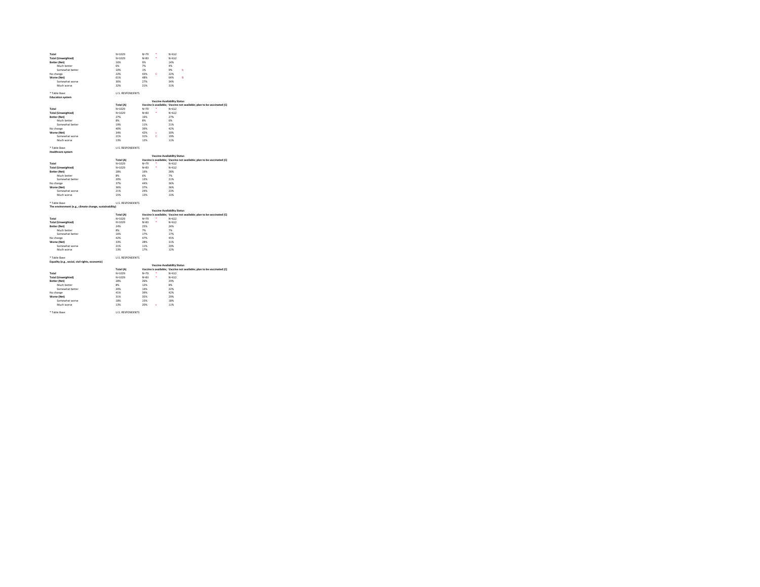| | | | | | |
|---|---|---|---|---|---|
| **Total** | N=1029 | N=79 | * | N=612 | |
| **Total (Unweighted)** | N=1029 | N=83 | * | N=612 | |
| **Better (Net)** | 16% | 9% | | 14% | |
| Much better | 6% | 7% | | 4% | |
| Somewhat better | 10% | 1% | | 9% | b |
| No change | 22% | 43% | C | 22% | |
| **Worse (Net)** | 61% | 48% | | 64% | B |
| Somewhat worse | 30% | 27% | | 34% | |
| Much worse | 32% | 21% | | 31% | |

* Table Base: U.S. RESPONDENTS

**Education system**

| | | Vaccine Availability Status | | | |
|---|---|---|---|---|---|
| | Total (A) | Vaccine is available; | | Vaccine not available; plan to be vaccinated (C) | |
| **Total** | N=1029 | N=79 | * | N=612 | |
| **Total (Unweighted)** | N=1029 | N=83 | * | N=612 | |
| **Better (Net)** | 27% | 19% | | 27% | |
| Much better | 8% | 8% | | 6% | |
| Somewhat better | 19% | 11% | | 21% | |
| No change | 40% | 39% | | 42% | |
| **Worse (Net)** | 34% | 42% | c | 30% | |
| Somewhat worse | 21% | 31% | C | 19% | |
| Much worse | 13% | 12% | | 11% | |

* Table Base: U.S. RESPONDENTS

**Healthcare system**

| | | Vaccine Availability Status | | | |
|---|---|---|---|---|---|
| | Total (A) | Vaccine is available; | | Vaccine not available; plan to be vaccinated (C) | |
| **Total** | N=1029 | N=79 | * | N=612 | |
| **Total (Unweighted)** | N=1029 | N=83 | * | N=612 | |
| **Better (Net)** | 28% | 19% | | 28% | |
| Much better | 8% | 6% | | 7% | |
| Somewhat better | 20% | 13% | | 21% | |
| No change | 37% | 44% | | 36% | |
| **Worse (Net)** | 36% | 37% | | 36% | |
| Somewhat worse | 21% | 24% | | 23% | |
| Much worse | 15% | 13% | | 13% | |

* Table Base: U.S. RESPONDENTS

**The environment (e.g., climate change, sustainability)**

| | | Vaccine Availability Status | | | |
|---|---|---|---|---|---|
| | Total (A) | Vaccine is available; | | Vaccine not available; plan to be vaccinated (C) | |
| **Total** | N=1029 | N=79 | * | N=612 | |
| **Total (Unweighted)** | N=1029 | N=83 | * | N=612 | |
| **Better (Net)** | 24% | 25% | | 24% | |
| Much better | 8% | 7% | | 7% | |
| Somewhat better | 16% | 17% | | 17% | |
| No change | 42% | 47% | | 45% | |
| **Worse (Net)** | 33% | 28% | | 31% | |
| Somewhat worse | 21% | 11% | | 20% | |
| Much worse | 13% | 17% | | 12% | |

* Table Base: U.S. RESPONDENTS

**Equality (e.g., social, civil rights, economic)**

| | | Vaccine Availability Status | | | |
|---|---|---|---|---|---|
| | Total (A) | Vaccine is available; | | Vaccine not available; plan to be vaccinated (C) | |
| **Total** | N=1029 | N=79 | * | N=612 | |
| **Total (Unweighted)** | N=1029 | N=83 | * | N=612 | |
| **Better (Net)** | 28% | 26% | | 29% | |
| Much better | 8% | 12% | | 8% | |
| Somewhat better | 20% | 14% | | 22% | |
| No change | 41% | 39% | | 42% | |
| **Worse (Net)** | 31% | 35% | | 29% | |
| Somewhat worse | 18% | 15% | | 18% | |
| Much worse | 13% | 20% | c | 11% | |

* Table Base: U.S. RESPONDENTS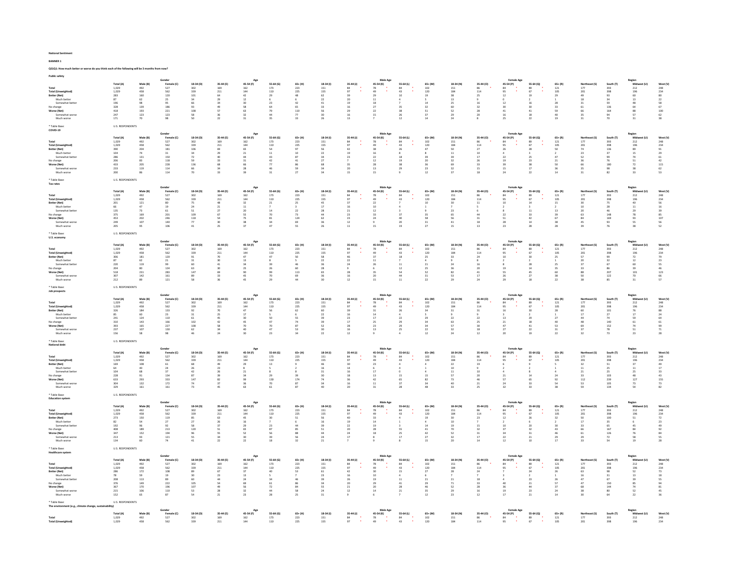**National Sentiment**

**BANNER 1**

**QS1Q1: How much better or worse do you think each of the following will be 3 months from now?**

**Public safety**

| | | Gender | | Age | | | | | Male Age | | | | | Female Age | | | | | Region | | | |
|---|---|---|---|---|---|---|---|---|---|---|---|---|---|---|---|---|---|---|---|---|---|---|
| | Total (A) | Male (B) | Female (C) | 18-34 (D) | 35-44 (E) | 45-54 (F) | 55-64 (G) | 65+ (H) | 18-34 (I) | 35-44 (J) | 45-54 (K) | 55-64 (L) | 65+ (M) | 18-34 (N) | 35-44 (O) | 45-54 (P) | 55-64 (Q) | 65+ (R) | Northeast (S) | South (T) | Midwest (U) | West (V) |
| **Total** | 1,029 | 492 | 527 | 302 | 169 | 162 | 173 | 223 | 151 | 84 * | 78 * | 84 * | 102 | 151 | 86 * | 84 * | 89 * | 121 | 177 | 393 | 212 | 248 |
| **Total (Unweighted)** | 1,029 | 458 | 562 | 339 | 211 | 144 | 110 | 225 | 155 | 97 * | 49 * | 43 * | 120 | 184 | 114 * | 95 * | 67 * | 105 | 201 | 398 | 196 | 234 |
| **Better (Net)** | 283 | 160 | 120 | 101 | 64 | 42 | 29 | 48 | 62 | 39 | 29 | 10 | 19 | 38 | 25 | 12 | 19 | 29 | 49 | 93 | 60 | 80 |
| Much better | 87 | 62 | 25 | 34 | 29 | 12 | 6 | 6 | 22 | 20 | 11 | 4 | 5 | 13 | 9 | 0 | 2 | 1 | 18 | 34 | 13 | 22 |
| Somewhat better | 196 | 98 | 95 | 66 | 34 | 30 | 23 | 42 | 41 | 19 | 18 | 7 | 14 | 25 | 16 | 12 | 16 | 28 | 31 | 59 | 48 | 58 |
| No change | 328 | 139 | 186 | 93 | 49 | 58 | 64 | 65 | 33 | 16 | 27 | 35 | 32 | 60 | 32 | 30 | 30 | 33 | 61 | 136 | 64 | 67 |
| **Worse (Net)** | 418 | 193 | 221 | 108 | 57 | 63 | 79 | 110 | 56 | 29 | 22 | 38 | 51 | 52 | 28 | 41 | 41 | 59 | 66 | 164 | 88 | 100 |
| Somewhat worse | 247 | 123 | 123 | 58 | 36 | 32 | 44 | 77 | 30 | 16 | 15 | 26 | 37 | 29 | 20 | 16 | 18 | 40 | 35 | 94 | 57 | 62 |
| Much worse | 171 | 70 | 98 | 50 | 22 | 31 | 35 | 33 | 26 | 13 | 7 | 12 | 14 | 24 | 8 | 25 | 22 | 19 | 31 | 70 | 31 | 38 |

* Table Base: U.S. RESPONDENTS

**COVID-19**

| | | Gender | | Age | | | | | Male Age | | | | | Female Age | | | | | Region | | | |
|---|---|---|---|---|---|---|---|---|---|---|---|---|---|---|---|---|---|---|---|---|---|---|
| | Total (A) | Male (B) | Female (C) | 18-34 (D) | 35-44 (E) | 45-54 (F) | 55-64 (G) | 65+ (H) | 18-34 (I) | 35-44 (J) | 45-54 (K) | 55-64 (L) | 65+ (M) | 18-34 (N) | 35-44 (O) | 45-54 (P) | 55-64 (Q) | 65+ (R) | Northeast (S) | South (T) | Midwest (U) | West (V) |
| **Total** | 1,029 | 492 | 527 | 302 | 169 | 162 | 173 | 223 | 151 | 84 * | 78 * | 84 * | 102 | 151 | 86 * | 84 * | 89 * | 121 | 177 | 393 | 212 | 248 |
| **Total (Unweighted)** | 1,029 | 458 | 562 | 339 | 211 | 144 | 110 | 225 | 155 | 97 * | 49 * | 43 * | 120 | 184 | 114 * | 95 * | 67 * | 105 | 201 | 398 | 196 | 234 |
| **Better (Net)** | 390 | 204 | 181 | 106 | 69 | 65 | 54 | 97 | 56 | 42 | 38 | 26 | 47 | 50 | 27 | 26 | 28 | 50 | 74 | 136 | 89 | 91 |
| Much better | 104 | 74 | 31 | 34 | 29 | 21 | 11 | 10 | 22 | 19 | 16 | 8 | 8 | 11 | 10 | 4 | 3 | 2 | 23 | 37 | 15 | 29 |
| Somewhat better | 286 | 131 | 150 | 72 | 40 | 44 | 43 | 87 | 34 | 23 | 22 | 18 | 39 | 39 | 17 | 22 | 25 | 47 | 52 | 99 | 74 | 61 |
| No change | 206 | 83 | 118 | 59 | 33 | 31 | 42 | 41 | 27 | 7 | 12 | 19 | 20 | 32 | 26 | 19 | 23 | 21 | 36 | 76 | 51 | 42 |
| **Worse (Net)** | 433 | 205 | 228 | 136 | 68 | 66 | 77 | 86 | 68 | 35 | 28 | 38 | 36 | 69 | 33 | 39 | 38 | 50 | 66 | 180 | 72 | 115 |
| Somewhat worse | 233 | 119 | 114 | 66 | 34 | 28 | 46 | 59 | 34 | 20 | 13 | 29 | 23 | 32 | 15 | 15 | 17 | 36 | 35 | 98 | 38 | 62 |
| Much worse | 200 | 86 | 114 | 70 | 33 | 39 | 31 | 27 | 34 | 15 | 15 | 9 | 12 | 37 | 18 | 24 | 22 | 14 | 31 | 82 | 33 | 53 |

* Table Base: U.S. RESPONDENTS

**Tax rates**

| | | Gender | | Age | | | | | Male Age | | | | | Female Age | | | | | Region | | | |
|---|---|---|---|---|---|---|---|---|---|---|---|---|---|---|---|---|---|---|---|---|---|---|
| | Total (A) | Male (B) | Female (C) | 18-34 (D) | 35-44 (E) | 45-54 (F) | 55-64 (G) | 65+ (H) | 18-34 (I) | 35-44 (J) | 45-54 (K) | 55-64 (L) | 65+ (M) | 18-34 (N) | 35-44 (O) | 45-54 (P) | 55-64 (Q) | 65+ (R) | Northeast (S) | South (T) | Midwest (U) | West (V) |
| **Total** | 1,029 | 492 | 527 | 302 | 169 | 162 | 173 | 223 | 151 | 84 * | 78 * | 84 * | 102 | 151 | 86 * | 84 * | 89 * | 121 | 177 | 393 | 212 | 248 |
| **Total (Unweighted)** | 1,029 | 458 | 562 | 339 | 211 | 144 | 110 | 225 | 155 | 97 * | 49 * | 43 * | 120 | 184 | 114 * | 95 * | 67 * | 105 | 201 | 398 | 196 | 234 |
| **Better (Net)** | 201 | 121 | 80 | 75 | 48 | 32 | 21 | 25 | 45 | 37 | 22 | 7 | 10 | 30 | 11 | 10 | 14 | 15 | 30 | 75 | 40 | 56 |
| Much better | 66 | 47 | 19 | 24 | 21 | 11 | 7 | 3 | 17 | 16 | 10 | 4 | 1 | 7 | 5 | 2 | 3 | 2 | 10 | 28 | 11 | 16 |
| Somewhat better | 135 | 73 | 61 | 51 | 27 | 20 | 14 | 22 | 28 | 21 | 12 | 3 | 9 | 23 | 6 | 8 | 11 | 13 | 20 | 46 | 29 | 39 |
| No change | 375 | 169 | 201 | 109 | 67 | 55 | 70 | 73 | 44 | 23 | 33 | 37 | 35 | 65 | 44 | 22 | 33 | 39 | 63 | 148 | 78 | 85 |
| **Worse (Net)** | 453 | 202 | 246 | 118 | 54 | 75 | 81 | 124 | 62 | 23 | 24 | 40 | 58 | 56 | 31 | 51 | 42 | 67 | 84 | 169 | 93 | 107 |
| Somewhat worse | 249 | 107 | 140 | 77 | 30 | 38 | 34 | 69 | 36 | 12 | 9 | 20 | 31 | 41 | 18 | 28 | 14 | 38 | 45 | 93 | 55 | 56 |
| Much worse | 205 | 95 | 106 | 41 | 25 | 37 | 47 | 55 | 26 | 11 | 15 | 19 | 27 | 15 | 13 | 23 | 28 | 28 | 39 | 76 | 38 | 52 |

* Table Base: U.S. RESPONDENTS

**U.S. economy**

| | | Gender | | Age | | | | | Male Age | | | | | Female Age | | | | | Region | | | |
|---|---|---|---|---|---|---|---|---|---|---|---|---|---|---|---|---|---|---|---|---|---|---|
| | Total (A) | Male (B) | Female (C) | 18-34 (D) | 35-44 (E) | 45-54 (F) | 55-64 (G) | 65+ (H) | 18-34 (I) | 35-44 (J) | 45-54 (K) | 55-64 (L) | 65+ (M) | 18-34 (N) | 35-44 (O) | 45-54 (P) | 55-64 (Q) | 65+ (R) | Northeast (S) | South (T) | Midwest (U) | West (V) |
| **Total** | 1,029 | 492 | 527 | 302 | 169 | 162 | 173 | 223 | 151 | 84 * | 78 * | 84 * | 102 | 151 | 86 * | 84 * | 89 * | 121 | 177 | 393 | 212 | 248 |
| **Total (Unweighted)** | 1,029 | 458 | 562 | 339 | 211 | 144 | 110 | 225 | 155 | 97 * | 49 * | 43 * | 120 | 184 | 114 * | 95 * | 67 * | 105 | 201 | 398 | 196 | 234 |
| **Better (Net)** | 306 | 181 | 120 | 91 | 70 | 47 | 47 | 50 | 58 | 46 | 37 | 18 | 25 | 33 | 24 | 10 | 30 | 25 | 57 | 99 | 72 | 79 |
| Much better | 87 | 62 | 21 | 31 | 30 | 13 | 8 | 5 | 22 | 22 | 11 | 7 | 4 | 9 | 8 | 2 | 2 | 1 | 20 | 32 | 12 | 23 |
| Somewhat better | 220 | 119 | 99 | 60 | 41 | 34 | 39 | 46 | 36 | 24 | 26 | 11 | 21 | 24 | 16 | 8 | 28 | 25 | 37 | 67 | 60 | 55 |
| No change | 204 | 80 | 124 | 63 | 30 | 25 | 26 | 60 | 28 | 9 | 6 | 12 | 25 | 36 | 20 | 19 | 14 | 35 | 33 | 86 | 39 | 46 |
| **Worse (Net)** | 518 | 231 | 283 | 147 | 69 | 90 | 99 | 113 | 65 | 28 | 35 | 54 | 52 | 82 | 41 | 55 | 45 | 60 | 88 | 207 | 101 | 123 |
| Somewhat worse | 307 | 142 | 161 | 89 | 33 | 45 | 70 | 69 | 36 | 16 | 20 | 44 | 31 | 53 | 17 | 26 | 27 | 38 | 50 | 122 | 70 | 66 |
| Much worse | 212 | 89 | 121 | 58 | 36 | 45 | 29 | 44 | 30 | 12 | 15 | 11 | 22 | 29 | 24 | 29 | 18 | 22 | 38 | 85 | 31 | 57 |

* Table Base: U.S. RESPONDENTS

**Job prospects**

| | | Gender | | Age | | | | | Male Age | | | | | Female Age | | | | | Region | | | |
|---|---|---|---|---|---|---|---|---|---|---|---|---|---|---|---|---|---|---|---|---|---|---|
| | Total (A) | Male (B) | Female (C) | 18-34 (D) | 35-44 (E) | 45-54 (F) | 55-64 (G) | 65+ (H) | 18-34 (I) | 35-44 (J) | 45-54 (K) | 55-64 (L) | 65+ (M) | 18-34 (N) | 35-44 (O) | 45-54 (P) | 55-64 (Q) | 65+ (R) | Northeast (S) | South (T) | Midwest (U) | West (V) |
| **Total** | 1,029 | 492 | 527 | 302 | 169 | 162 | 173 | 223 | 151 | 84 * | 78 * | 84 * | 102 | 151 | 86 * | 84 * | 89 * | 121 | 177 | 393 | 212 | 248 |
| **Total (Unweighted)** | 1,029 | 458 | 562 | 339 | 211 | 144 | 110 | 225 | 155 | 97 * | 49 * | 43 * | 120 | 184 | 114 * | 95 * | 67 * | 105 | 201 | 398 | 196 | 234 |
| **Better (Net)** | 326 | 184 | 133 | 92 | 70 | 47 | 56 | 62 | 60 | 39 | 31 | 26 | 34 | 31 | 31 | 16 | 30 | 28 | 60 | 101 | 76 | 88 |
| Much better | 85 | 60 | 23 | 31 | 25 | 17 | 5 | 6 | 22 | 16 | 14 | 4 | 5 | 9 | 9 | 3 | 2 | 1 | 17 | 27 | 17 | 24 |
| Somewhat better | 241 | 124 | 110 | 61 | 45 | 30 | 50 | 55 | 39 | 23 | 17 | 22 | 29 | 22 | 22 | 13 | 29 | 27 | 44 | 74 | 59 | 64 |
| No change | 310 | 143 | 166 | 102 | 42 | 45 | 47 | 74 | 39 | 17 | 25 | 29 | 34 | 63 | 25 | 21 | 18 | 40 | 48 | 140 | 61 | 61 |
| **Worse (Net)** | 393 | 165 | 227 | 108 | 58 | 70 | 70 | 87 | 52 | 28 | 23 | 29 | 34 | 57 | 30 | 47 | 41 | 53 | 69 | 152 | 74 | 99 |
| Somewhat worse | 237 | 107 | 130 | 62 | 34 | 40 | 47 | 53 | 30 | 16 | 13 | 25 | 22 | 32 | 18 | 27 | 22 | 31 | 37 | 78 | 51 | 71 |
| Much worse | 156 | 58 | 98 | 46 | 24 | 30 | 23 | 34 | 22 | 12 | 9 | 4 | 12 | 24 | 12 | 20 | 19 | 22 | 32 | 73 | 23 | 28 |

* Table Base: U.S. RESPONDENTS

**National debt**

| | | Gender | | Age | | | | | Male Age | | | | | Female Age | | | | | Region | | | |
|---|---|---|---|---|---|---|---|---|---|---|---|---|---|---|---|---|---|---|---|---|---|---|
| | Total (A) | Male (B) | Female (C) | 18-34 (D) | 35-44 (E) | 45-54 (F) | 55-64 (G) | 65+ (H) | 18-34 (I) | 35-44 (J) | 45-54 (K) | 55-64 (L) | 65+ (M) | 18-34 (N) | 35-44 (O) | 45-54 (P) | 55-64 (Q) | 65+ (R) | Northeast (S) | South (T) | Midwest (U) | West (V) |
| **Total** | 1,029 | 492 | 527 | 302 | 169 | 162 | 173 | 223 | 151 | 84 * | 78 * | 84 * | 102 | 151 | 86 * | 84 * | 89 * | 121 | 177 | 393 | 212 | 248 |
| **Total (Unweighted)** | 1,029 | 458 | 562 | 339 | 211 | 144 | 110 | 225 | 155 | 97 * | 49 * | 43 * | 120 | 184 | 114 * | 95 * | 67 * | 105 | 201 | 398 | 196 | 234 |
| **Better (Net)** | 169 | 108 | 61 | 68 | 49 | 29 | 13 | 9 | 46 | 30 | 23 | 4 | 4 | 22 | 19 | 6 | 9 | 5 | 32 | 51 | 37 | 49 |
| Much better | 64 | 40 | 24 | 26 | 23 | 8 | 5 | 2 | 16 | 14 | 6 | 4 | 1 | 10 | 9 | 2 | 2 | 1 | 11 | 25 | 11 | 17 |
| Somewhat better | 104 | 68 | 37 | 42 | 26 | 21 | 8 | 8 | 31 | 16 | 17 | 0 | 4 | 11 | 10 | 4 | 8 | 4 | 21 | 25 | 25 | 33 |
| No change | 228 | 91 | 134 | 87 | 39 | 34 | 29 | 39 | 30 | 18 | 13 | 15 | 15 | 57 | 20 | 21 | 14 | 24 | 33 | 103 | 48 | 43 |
| **Worse (Net)** | 633 | 293 | 333 | 147 | 82 | 99 | 130 | 176 | 74 | 36 | 42 | 65 | 82 | 73 | 46 | 57 | 65 | 92 | 112 | 239 | 127 | 155 |
| Somewhat worse | 304 | 132 | 172 | 74 | 37 | 36 | 70 | 87 | 34 | 16 | 11 | 37 | 34 | 40 | 21 | 24 | 33 | 54 | 53 | 105 | 73 | 73 |
| Much worse | 329 | 161 | 161 | 73 | 45 | 63 | 61 | 87 | 40 | 20 | 31 | 28 | 48 | 33 | 25 | 32 | 33 | 38 | 59 | 134 | 54 | 82 |

* Table Base: U.S. RESPONDENTS

**Education system**

| | | Gender | | Age | | | | | Male Age | | | | | Female Age | | | | | Region | | | |
|---|---|---|---|---|---|---|---|---|---|---|---|---|---|---|---|---|---|---|---|---|---|---|
| | Total (A) | Male (B) | Female (C) | 18-34 (D) | 35-44 (E) | 45-54 (F) | 55-64 (G) | 65+ (H) | 18-34 (I) | 35-44 (J) | 45-54 (K) | 55-64 (L) | 65+ (M) | 18-34 (N) | 35-44 (O) | 45-54 (P) | 55-64 (Q) | 65+ (R) | Northeast (S) | South (T) | Midwest (U) | West (V) |
| **Total** | 1,029 | 492 | 527 | 302 | 169 | 162 | 173 | 223 | 151 | 84 * | 78 * | 84 * | 102 | 151 | 86 * | 84 * | 89 * | 121 | 177 | 393 | 212 | 248 |
| **Total (Unweighted)** | 1,029 | 458 | 562 | 339 | 211 | 144 | 110 | 225 | 155 | 97 * | 49 * | 43 * | 120 | 184 | 114 * | 95 * | 67 * | 105 | 201 | 398 | 196 | 234 |
| **Better (Net)** | 273 | 150 | 119 | 85 | 63 | 45 | 30 | 51 | 56 | 40 | 33 | 4 | 19 | 30 | 23 | 12 | 26 | 32 | 50 | 100 | 51 | 72 |
| Much better | 82 | 54 | 27 | 27 | 26 | 16 | 7 | 6 | 16 | 19 | 14 | 1 | 4 | 10 | 7 | 2 | 6 | 2 | 17 | 35 | 6 | 23 |
| Somewhat better | 192 | 96 | 92 | 58 | 37 | 29 | 23 | 44 | 39 | 22 | 19 | 3 | 14 | 19 | 15 | 10 | 20 | 30 | 33 | 65 | 45 | 49 |
| No change | 408 | 189 | 213 | 120 | 51 | 65 | 87 | 85 | 51 | 20 | 28 | 55 | 41 | 70 | 32 | 37 | 32 | 43 | 66 | 167 | 84 | 92 |
| **Worse (Net)** | 347 | 152 | 194 | 96 | 55 | 52 | 56 | 88 | 44 | 24 | 18 | 25 | 42 | 52 | 31 | 34 | 31 | 46 | 61 | 126 | 76 | 84 |
| Somewhat worse | 213 | 93 | 121 | 55 | 34 | 30 | 39 | 56 | 24 | 17 | 8 | 17 | 27 | 32 | 17 | 21 | 21 | 29 | 29 | 72 | 58 | 55 |
| Much worse | 134 | 60 | 74 | 41 | 22 | 22 | 18 | 32 | 21 | 7 | 9 | 8 | 15 | 20 | 14 | 12 | 10 | 17 | 33 | 54 | 19 | 28 |

* Table Base: U.S. RESPONDENTS

**Healthcare system**

| | | Gender | | Age | | | | | Male Age | | | | | Female Age | | | | | Region | | | |
|---|---|---|---|---|---|---|---|---|---|---|---|---|---|---|---|---|---|---|---|---|---|---|
| | Total (A) | Male (B) | Female (C) | 18-34 (D) | 35-44 (E) | 45-54 (F) | 55-64 (G) | 65+ (H) | 18-34 (I) | 35-44 (J) | 45-54 (K) | 55-64 (L) | 65+ (M) | 18-34 (N) | 35-44 (O) | 45-54 (P) | 55-64 (Q) | 65+ (R) | Northeast (S) | South (T) | Midwest (U) | West (V) |
| **Total** | 1,029 | 492 | 527 | 302 | 169 | 162 | 173 | 223 | 151 | 84 * | 78 * | 84 * | 102 | 151 | 86 * | 84 * | 89 * | 121 | 177 | 393 | 212 | 248 |
| **Total (Unweighted)** | 1,029 | 458 | 562 | 339 | 211 | 144 | 110 | 225 | 155 | 97 * | 49 * | 43 * | 120 | 184 | 114 * | 95 * | 67 * | 105 | 201 | 398 | 196 | 234 |
| **Better (Net)** | 286 | 172 | 108 | 89 | 67 | 37 | 40 | 53 | 61 | 42 | 30 | 15 | 27 | 28 | 24 | 7 | 24 | 26 | 63 | 98 | 52 | 73 |
| Much better | 78 | 59 | 19 | 30 | 23 | 13 | 5 | 7 | 23 | 16 | 10 | 4 | 6 | 7 | 7 | 3 | 2 | 1 | 16 | 31 | 13 | 18 |
| Somewhat better | 208 | 113 | 89 | 60 | 44 | 24 | 34 | 46 | 39 | 26 | 19 | 11 | 21 | 21 | 18 | 4 | 23 | 26 | 47 | 67 | 39 | 55 |
| No change | 376 | 149 | 222 | 105 | 54 | 69 | 61 | 86 | 34 | 20 | 29 | 41 | 29 | 71 | 33 | 40 | 21 | 57 | 47 | 150 | 85 | 94 |
| **Worse (Net)** | 367 | 170 | 196 | 107 | 49 | 56 | 72 | 84 | 55 | 21 | 20 | 28 | 46 | 52 | 28 | 36 | 44 | 37 | 68 | 144 | 74 | 81 |
| Somewhat worse | 215 | 106 | 110 | 53 | 28 | 32 | 44 | 58 | 24 | 12 | 14 | 21 | 35 | 29 | 16 | 19 | 23 | 24 | 38 | 80 | 52 | 45 |
| Much worse | 152 | 65 | 87 | 54 | 21 | 23 | 28 | 25 | 31 | 9 | 6 | 7 | 12 | 23 | 12 | 17 | 21 | 14 | 30 | 64 | 22 | 36 |

* Table Base: U.S. RESPONDENTS

**The environment (e.g., climate change, sustainability)**

| | | Gender | | Age | | | | | Male Age | | | | | Female Age | | | | | Region | | | |
|---|---|---|---|---|---|---|---|---|---|---|---|---|---|---|---|---|---|---|---|---|---|---|
| | Total (A) | Male (B) | Female (C) | 18-34 (D) | 35-44 (E) | 45-54 (F) | 55-64 (G) | 65+ (H) | 18-34 (I) | 35-44 (J) | 45-54 (K) | 55-64 (L) | 65+ (M) | 18-34 (N) | 35-44 (O) | 45-54 (P) | 55-64 (Q) | 65+ (R) | Northeast (S) | South (T) | Midwest (U) | West (V) |
| **Total** | 1,029 | 492 | 527 | 302 | 169 | 162 | 173 | 223 | 151 | 84 * | 78 * | 84 * | 102 | 151 | 86 * | 84 * | 89 * | 121 | 177 | 393 | 212 | 248 |
| **Total (Unweighted)** | 1,029 | 458 | 562 | 339 | 211 | 144 | 110 | 225 | 155 | 97 * | 49 * | 43 * | 120 | 184 | 114 * | 95 * | 67 * | 105 | 201 | 398 | 196 | 234 |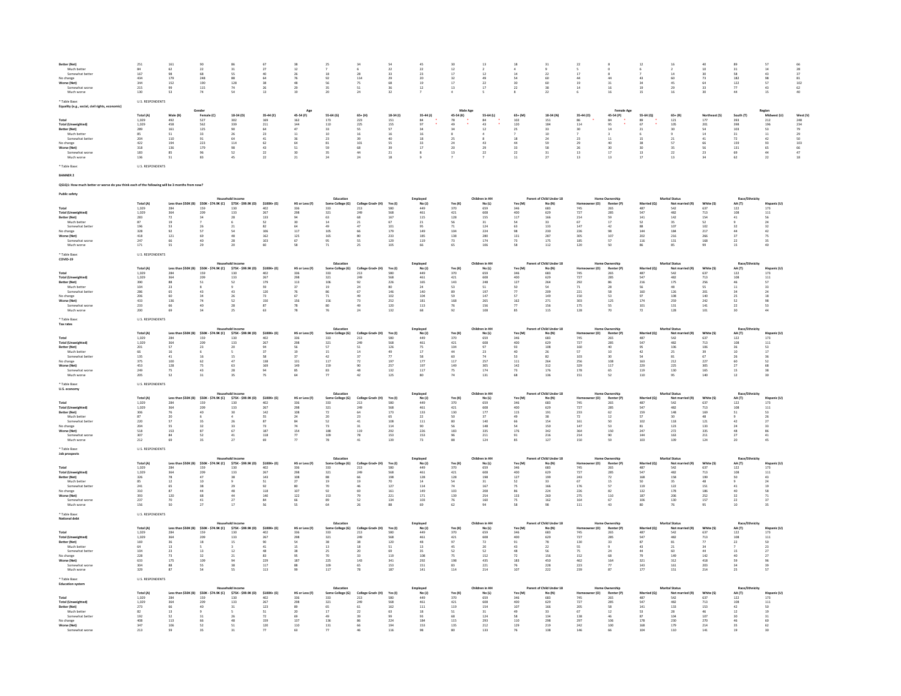| | Total (A) | Male (B) | Female (C) | 18-34 (D) | 35-44 (E) | 45-54 (F) | 55-64 (G) | 65+ (H) | 18-34 (I) | 35-44 (J) | 45-54 (K) | 55-64 (L) | 65+ (M) | 18-34 (N) | 35-44 (O) | 45-54 (P) | 55-64 (Q) | 65+ (R) | Northeast (S) | South (T) | Midwest (U) | West (V) |
|---|---|---|---|---|---|---|---|---|---|---|---|---|---|---|---|---|---|---|---|---|---|---|
| **Better (Net)** | 251 | 161 | 90 | 86 | 67 | 38 | 25 | 34 | 54 | 45 | 30 | 13 | 18 | 31 | 22 | 8 | 12 | 16 | 40 | 89 | 57 | 66 |
| Much better | 84 | 62 | 22 | 31 | 27 | 12 | 7 | 6 | 22 | 22 | 12 | 2 | 4 | 9 | 5 | 0 | 6 | 2 | 10 | 31 | 14 | 28 |
| Somewhat better | 167 | 98 | 68 | 55 | 40 | 26 | 18 | 28 | 32 | 23 | 17 | 12 | 14 | 22 | 17 | 8 | 7 | 14 | 30 | 58 | 43 | 37 |
| No change | 434 | 179 | 248 | 88 | 64 | 76 | 92 | 114 | 29 | 20 | 32 | 49 | 54 | 60 | 44 | 44 | 43 | 60 | 73 | 182 | 98 | 81 |
| **Worse (Net)** | 344 | 152 | 190 | 128 | 38 | 48 | 56 | 75 | 68 | 19 | 17 | 22 | 30 | 60 | 19 | 31 | 34 | 45 | 64 | 122 | 57 | 102 |
| Somewhat worse | 215 | 99 | 115 | 74 | 26 | 29 | 35 | 51 | 36 | 12 | 13 | 17 | 22 | 38 | 14 | 16 | 19 | 29 | 33 | 77 | 43 | 62 |
| Much worse | 130 | 53 | 74 | 54 | 13 | 19 | 20 | 24 | 32 | 7 | 4 | 5 | 8 | 22 | 6 | 16 | 15 | 16 | 30 | 44 | 15 | 40 |

* Table Base: U.S. RESPONDENTS

**Equality (e.g., social, civil rights, economic)**

| | | Gender | | Age | | | | | Male Age | | | | | Female Age | | | | | Region | | | |
|---|---|---|---|---|---|---|---|---|---|---|---|---|---|---|---|---|---|---|---|---|---|---|
| | Total (A) | Male (B) | Female (C) | 18-34 (D) | 35-44 (E) | 45-54 (F) | 55-64 (G) | 65+ (H) | 18-34 (I) | 35-44 (J) | 45-54 (K) | 55-64 (L) | 65+ (M) | 18-34 (N) | 35-44 (O) | 45-54 (P) | 55-64 (Q) | 65+ (R) | Northeast (S) | South (T) | Midwest (U) | West (V) |
| **Total** | 1,029 | 492 | 527 | 302 | 169 | 162 | 173 | 223 | 151 | 84 * | 78 * | 84 * | 102 | 151 | 86 * | 84 * | 89 * | 121 | 177 | 393 | 212 | 248 |
| **Total (Unweighted)** | 1,029 | 458 | 562 | 339 | 211 | 144 | 110 | 225 | 155 | 97 * | 49 * | 43 * | 120 | 184 | 114 | 95 * | 67 * | 105 | 201 | 398 | 196 | 234 |
| **Better (Net)** | 289 | 161 | 125 | 90 | 64 | 47 | 33 | 55 | 57 | 34 | 34 | 12 | 24 | 25 | 30 | 14 | 21 | 30 | 54 | 103 | 53 | 79 |
| Much better | 85 | 51 | 33 | 26 | 23 | 11 | 10 | 16 | 16 | 16 | 8 | 4 | 7 | 7 | 7 | 3 | 6 | 9 | 14 | 31 | 11 | 29 |
| Somewhat better | 204 | 110 | 91 | 64 | 41 | 36 | 23 | 39 | 40 | 18 | 25 | 8 | 18 | 24 | 23 | 11 | 15 | 21 | 41 | 72 | 42 | 50 |
| No change | 422 | 194 | 223 | 114 | 62 | 64 | 81 | 101 | 55 | 33 | 24 | 43 | 44 | 59 | 29 | 40 | 38 | 57 | 66 | 159 | 93 | 103 |
| **Worse (Net)** | 318 | 136 | 179 | 98 | 43 | 51 | 59 | 68 | 39 | 17 | 20 | 29 | 33 | 58 | 26 | 30 | 30 | 35 | 56 | 131 | 65 | 66 |
| Somewhat worse | 183 | 85 | 96 | 52 | 22 | 30 | 35 | 44 | 21 | 8 | 13 | 22 | 22 | 31 | 13 | 17 | 13 | 22 | 23 | 69 | 44 | 47 |
| Much worse | 136 | 51 | 83 | 45 | 22 | 21 | 24 | 24 | 18 | 9 | 7 | 7 | 11 | 27 | 13 | 13 | 17 | 13 | 34 | 62 | 22 | 18 |

* Table Base: U.S. RESPONDENTS

**BANNER 2**

**QS1Q1: How much better or worse do you think each of the following will be 3 months from now?**

**Public safety**

| | | Household Income | | | | Education | | | Employed | | Children in HH | | Parent of Child Under 18 | | Home Ownership | | Marital Status | | Race/Ethnicity | | |
|---|---|---|---|---|---|---|---|---|---|---|---|---|---|---|---|---|---|---|---|---|---|
| | Total (A) | Less than $50K (B) | $50K - $74.9K (C) | $75K - $99.9K (D) | $100K+ (E) | HS or Less (F) | Some College (G) | College Grad+ (H) | Yes (I) | No (J) | Yes (K) | No (L) | Yes (M) | No (N) | Homeowner (O) | Renter (P) | Married (Q) | Not married (R) | White (S) | AA (T) | Hispanic (U) |
| **Total** | 1,029 | 284 | 159 | 130 | 402 | 336 | 333 | 213 | 580 | 449 | 370 | 659 | 346 | 683 | 745 | 265 | 487 | 542 | 637 | 122 | 173 |
| **Total (Unweighted)** | 1,029 | 364 | 209 | 133 | 267 | 298 | 321 | 249 | 568 | 461 | 421 | 608 | 400 | 629 | 727 | 285 | 547 | 482 | 713 | 108 | 111 |
| **Better (Net)** | 283 | 72 | 34 | 28 | 133 | 94 | 63 | 68 | 167 | 115 | 128 | 155 | 117 | 166 | 214 | 59 | 141 | 142 | 154 | 41 | 56 |
| Much better | 87 | 19 | 7 | 6 | 52 | 30 | 14 | 21 | 67 | 21 | 56 | 31 | 54 | 33 | 67 | 17 | 52 | 35 | 52 | 9 | 24 |
| Somewhat better | 196 | 53 | 26 | 21 | 82 | 64 | 49 | 47 | 101 | 95 | 71 | 124 | 63 | 133 | 147 | 42 | 88 | 107 | 102 | 32 | 32 |
| No change | 328 | 92 | 57 | 54 | 106 | 117 | 105 | 66 | 179 | 149 | 104 | 224 | 98 | 230 | 226 | 98 | 144 | 184 | 217 | 44 | 42 |
| **Worse (Net)** | 418 | 121 | 69 | 48 | 162 | 125 | 165 | 80 | 233 | 185 | 138 | 280 | 131 | 287 | 305 | 107 | 202 | 216 | 266 | 37 | 75 |
| Somewhat worse | 247 | 66 | 40 | 28 | 103 | 67 | 95 | 55 | 129 | 119 | 73 | 174 | 73 | 175 | 185 | 57 | 116 | 131 | 168 | 22 | 35 |
| Much worse | 171 | 55 | 29 | 20 | 60 | 58 | 71 | 25 | 105 | 66 | 65 | 106 | 58 | 112 | 120 | 50 | 86 | 85 | 99 | 15 | 40 |

* Table Base: U.S. RESPONDENTS

**COVID-19**

| | | Household Income | | | | Education | | | Employed | | Children in HH | | Parent of Child Under 18 | | Home Ownership | | Marital Status | | Race/Ethnicity | | |
|---|---|---|---|---|---|---|---|---|---|---|---|---|---|---|---|---|---|---|---|---|---|
| | Total (A) | Less than $50K (B) | $50K - $74.9K (C) | $75K - $99.9K (D) | $100K+ (E) | HS or Less (F) | Some College (G) | College Grad+ (H) | Yes (I) | No (J) | Yes (K) | No (L) | Yes (M) | No (N) | Homeowner (O) | Renter (P) | Married (Q) | Not married (R) | White (S) | AA (T) | Hispanic (U) |
| **Total** | 1,029 | 284 | 159 | 130 | 402 | 336 | 333 | 213 | 580 | 449 | 370 | 659 | 346 | 683 | 745 | 265 | 487 | 542 | 637 | 122 | 173 |
| **Total (Unweighted)** | 1,029 | 364 | 209 | 133 | 267 | 298 | 321 | 249 | 568 | 461 | 421 | 608 | 400 | 629 | 727 | 285 | 547 | 482 | 713 | 108 | 111 |
| **Better (Net)** | 390 | 88 | 51 | 52 | 179 | 113 | 106 | 92 | 226 | 165 | 143 | 248 | 127 | 264 | 292 | 86 | 216 | 175 | 256 | 46 | 57 |
| Much better | 104 | 23 | 8 | 9 | 59 | 37 | 19 | 24 | 80 | 24 | 53 | 51 | 50 | 54 | 71 | 28 | 56 | 48 | 55 | 11 | 33 |
| Somewhat better | 286 | 65 | 43 | 43 | 120 | 76 | 86 | 67 | 146 | 140 | 89 | 197 | 77 | 209 | 221 | 58 | 160 | 126 | 201 | 34 | 24 |
| No change | 206 | 60 | 34 | 26 | 73 | 67 | 71 | 49 | 102 | 104 | 59 | 147 | 57 | 149 | 150 | 53 | 97 | 108 | 140 | 25 | 18 |
| **Worse (Net)** | 433 | 136 | 74 | 52 | 150 | 156 | 156 | 73 | 252 | 181 | 168 | 265 | 162 | 271 | 303 | 125 | 174 | 259 | 242 | 52 | 98 |
| Somewhat worse | 233 | 66 | 40 | 28 | 87 | 78 | 80 | 49 | 120 | 113 | 76 | 156 | 77 | 156 | 175 | 55 | 101 | 131 | 141 | 22 | 53 |
| Much worse | 200 | 69 | 34 | 25 | 63 | 78 | 76 | 24 | 132 | 68 | 92 | 108 | 85 | 115 | 128 | 70 | 72 | 128 | 101 | 30 | 44 |

* Table Base: U.S. RESPONDENTS

**Tax rates**

| | | Household Income | | | | Education | | | Employed | | Children in HH | | Parent of Child Under 18 | | Home Ownership | | Marital Status | | Race/Ethnicity | | |
|---|---|---|---|---|---|---|---|---|---|---|---|---|---|---|---|---|---|---|---|---|---|
| | Total (A) | Less than $50K (B) | $50K - $74.9K (C) | $75K - $99.9K (D) | $100K+ (E) | HS or Less (F) | Some College (G) | College Grad+ (H) | Yes (I) | No (J) | Yes (K) | No (L) | Yes (M) | No (N) | Homeowner (O) | Renter (P) | Married (Q) | Not married (R) | White (S) | AA (T) | Hispanic (U) |
| **Total** | 1,029 | 284 | 159 | 130 | 402 | 336 | 333 | 213 | 580 | 449 | 370 | 659 | 346 | 683 | 745 | 265 | 487 | 542 | 637 | 122 | 173 |
| **Total (Unweighted)** | 1,029 | 364 | 209 | 133 | 267 | 298 | 321 | 249 | 568 | 461 | 421 | 608 | 400 | 629 | 727 | 285 | 547 | 482 | 713 | 108 | 111 |
| **Better (Net)** | 201 | 57 | 23 | 20 | 94 | 56 | 57 | 51 | 126 | 75 | 104 | 97 | 93 | 108 | 160 | 40 | 95 | 106 | 106 | 36 | 53 |
| Much better | 66 | 16 | 6 | 5 | 37 | 19 | 15 | 14 | 49 | 17 | 44 | 23 | 40 | 26 | 57 | 10 | 42 | 25 | 39 | 10 | 17 |
| Somewhat better | 135 | 41 | 16 | 15 | 58 | 37 | 42 | 37 | 77 | 58 | 60 | 74 | 53 | 82 | 103 | 30 | 54 | 81 | 67 | 26 | 36 |
| No change | 375 | 100 | 62 | 47 | 138 | 131 | 117 | 72 | 197 | 177 | 117 | 257 | 111 | 264 | 256 | 108 | 163 | 212 | 227 | 60 | 52 |
| **Worse (Net)** | 453 | 128 | 75 | 63 | 169 | 149 | 159 | 90 | 257 | 197 | 149 | 305 | 142 | 312 | 329 | 117 | 229 | 225 | 305 | 27 | 68 |
| Somewhat worse | 249 | 75 | 43 | 28 | 94 | 85 | 83 | 48 | 132 | 117 | 75 | 174 | 73 | 176 | 178 | 65 | 119 | 130 | 165 | 15 | 38 |
| Much worse | 205 | 52 | 31 | 35 | 75 | 64 | 77 | 42 | 125 | 80 | 74 | 131 | 68 | 136 | 151 | 52 | 110 | 95 | 140 | 12 | 30 |

* Table Base: U.S. RESPONDENTS

**U.S. economy**

| | | Household Income | | | | Education | | | Employed | | Children in HH | | Parent of Child Under 18 | | Home Ownership | | Marital Status | | Race/Ethnicity | | |
|---|---|---|---|---|---|---|---|---|---|---|---|---|---|---|---|---|---|---|---|---|---|
| | Total (A) | Less than $50K (B) | $50K - $74.9K (C) | $75K - $99.9K (D) | $100K+ (E) | HS or Less (F) | Some College (G) | College Grad+ (H) | Yes (I) | No (J) | Yes (K) | No (L) | Yes (M) | No (N) | Homeowner (O) | Renter (P) | Married (Q) | Not married (R) | White (S) | AA (T) | Hispanic (U) |
| **Total** | 1,029 | 284 | 159 | 130 | 402 | 336 | 333 | 213 | 580 | 449 | 370 | 659 | 346 | 683 | 745 | 265 | 487 | 542 | 637 | 122 | 173 |
| **Total (Unweighted)** | 1,029 | 364 | 209 | 133 | 267 | 298 | 321 | 249 | 568 | 461 | 421 | 608 | 400 | 629 | 727 | 285 | 547 | 482 | 713 | 108 | 111 |
| **Better (Net)** | 306 | 76 | 40 | 30 | 142 | 108 | 72 | 64 | 173 | 133 | 130 | 177 | 115 | 191 | 233 | 62 | 159 | 148 | 169 | 51 | 53 |
| Much better | 87 | 20 | 6 | 4 | 55 | 24 | 20 | 23 | 65 | 22 | 50 | 37 | 49 | 38 | 72 | 12 | 57 | 30 | 48 | 9 | 26 |
| Somewhat better | 220 | 57 | 35 | 26 | 87 | 84 | 52 | 41 | 108 | 111 | 80 | 140 | 66 | 154 | 161 | 50 | 102 | 118 | 121 | 42 | 27 |
| No change | 204 | 55 | 32 | 33 | 73 | 74 | 73 | 31 | 114 | 90 | 56 | 148 | 54 | 150 | 147 | 53 | 81 | 123 | 133 | 24 | 33 |
| **Worse (Net)** | 518 | 153 | 87 | 67 | 187 | 154 | 188 | 119 | 292 | 226 | 183 | 335 | 176 | 342 | 364 | 150 | 247 | 272 | 335 | 48 | 86 |
| Somewhat worse | 307 | 84 | 52 | 41 | 118 | 77 | 109 | 78 | 153 | 153 | 96 | 211 | 91 | 216 | 214 | 90 | 144 | 163 | 211 | 27 | 41 |
| Much worse | 212 | 69 | 35 | 27 | 69 | 77 | 78 | 41 | 139 | 73 | 88 | 124 | 85 | 127 | 150 | 59 | 103 | 109 | 124 | 20 | 45 |

* Table Base: U.S. RESPONDENTS

**Job prospects**

| | | Household Income | | | | Education | | | Employed | | Children in HH | | Parent of Child Under 18 | | Home Ownership | | Marital Status | | Race/Ethnicity | | |
|---|---|---|---|---|---|---|---|---|---|---|---|---|---|---|---|---|---|---|---|---|---|
| | Total (A) | Less than $50K (B) | $50K - $74.9K (C) | $75K - $99.9K (D) | $100K+ (E) | HS or Less (F) | Some College (G) | College Grad+ (H) | Yes (I) | No (J) | Yes (K) | No (L) | Yes (M) | No (N) | Homeowner (O) | Renter (P) | Married (Q) | Not married (R) | White (S) | AA (T) | Hispanic (U) |
| **Total** | 1,029 | 284 | 159 | 130 | 402 | 336 | 333 | 213 | 580 | 449 | 370 | 659 | 346 | 683 | 745 | 265 | 487 | 542 | 637 | 122 | 173 |
| **Total (Unweighted)** | 1,029 | 364 | 209 | 133 | 267 | 298 | 321 | 249 | 568 | 461 | 421 | 608 | 400 | 629 | 727 | 285 | 547 | 482 | 713 | 108 | 111 |
| **Better (Net)** | 326 | 78 | 47 | 38 | 143 | 108 | 88 | 66 | 198 | 128 | 128 | 198 | 127 | 199 | 243 | 72 | 168 | 158 | 199 | 50 | 43 |
| Much better | 85 | 12 | 10 | 9 | 51 | 27 | 19 | 19 | 70 | 14 | 54 | 31 | 52 | 33 | 67 | 15 | 50 | 35 | 48 | 9 | 24 |
| Somewhat better | 241 | 65 | 38 | 29 | 92 | 80 | 70 | 46 | 127 | 114 | 74 | 167 | 75 | 166 | 176 | 57 | 119 | 122 | 151 | 41 | 19 |
| No change | 310 | 87 | 44 | 48 | 118 | 107 | 92 | 69 | 162 | 149 | 103 | 208 | 86 | 224 | 226 | 82 | 132 | 178 | 186 | 40 | 58 |
| **Worse (Net)** | 393 | 120 | 68 | 44 | 140 | 122 | 153 | 79 | 221 | 171 | 139 | 254 | 133 | 260 | 275 | 110 | 187 | 206 | 252 | 32 | 71 |
| Somewhat worse | 237 | 70 | 41 | 27 | 84 | 66 | 89 | 52 | 134 | 103 | 76 | 160 | 75 | 162 | 164 | 67 | 106 | 130 | 157 | 22 | 37 |
| Much worse | 156 | 50 | 27 | 17 | 56 | 55 | 64 | 26 | 88 | 69 | 62 | 94 | 58 | 98 | 111 | 43 | 80 | 76 | 95 | 10 | 35 |

* Table Base: U.S. RESPONDENTS

**National debt**

| | | Household Income | | | | Education | | | Employed | | Children in HH | | Parent of Child Under 18 | | Home Ownership | | Marital Status | | Race/Ethnicity | | |
|---|---|---|---|---|---|---|---|---|---|---|---|---|---|---|---|---|---|---|---|---|---|
| | Total (A) | Less than $50K (B) | $50K - $74.9K (C) | $75K - $99.9K (D) | $100K+ (E) | HS or Less (F) | Some College (G) | College Grad+ (H) | Yes (I) | No (J) | Yes (K) | No (L) | Yes (M) | No (N) | Homeowner (O) | Renter (P) | Married (Q) | Not married (R) | White (S) | AA (T) | Hispanic (U) |
| **Total** | 1,029 | 284 | 159 | 130 | 402 | 336 | 333 | 213 | 580 | 449 | 370 | 659 | 346 | 683 | 745 | 265 | 487 | 542 | 637 | 122 | 173 |
| **Total (Unweighted)** | 1,029 | 364 | 209 | 133 | 267 | 298 | 321 | 249 | 568 | 461 | 421 | 608 | 400 | 629 | 727 | 285 | 547 | 482 | 713 | 108 | 111 |
| **Better (Net)** | 169 | 36 | 18 | 15 | 90 | 54 | 38 | 38 | 120 | 48 | 97 | 72 | 91 | 78 | 130 | 33 | 87 | 81 | 77 | 22 | 50 |
| Much better | 64 | 13 | 5 | 3 | 41 | 15 | 13 | 18 | 51 | 13 | 45 | 20 | 43 | 22 | 55 | 9 | 43 | 21 | 34 | 7 | 23 |
| Somewhat better | 104 | 23 | 13 | 12 | 48 | 38 | 25 | 20 | 69 | 35 | 52 | 52 | 48 | 56 | 75 | 24 | 44 | 60 | 44 | 15 | 27 |
| No change | 228 | 73 | 32 | 21 | 83 | 95 | 70 | 33 | 119 | 108 | 75 | 152 | 72 | 156 | 152 | 68 | 79 | 149 | 142 | 40 | 27 |
| **Worse (Net)** | 633 | 175 | 109 | 94 | 229 | 187 | 225 | 143 | 341 | 292 | 198 | 435 | 183 | 450 | 462 | 164 | 321 | 312 | 418 | 59 | 96 |
| Somewhat worse | 304 | 88 | 55 | 38 | 117 | 88 | 109 | 65 | 153 | 151 | 83 | 221 | 76 | 228 | 223 | 77 | 143 | 161 | 203 | 34 | 39 |
| Much worse | 329 | 87 | 54 | 55 | 113 | 99 | 117 | 78 | 187 | 141 | 114 | 214 | 107 | 222 | 239 | 87 | 177 | 151 | 214 | 25 | 57 |

* Table Base: U.S. RESPONDENTS

**Education system**

| | | Household Income | | | | Education | | | Employed | | Children in HH | | Parent of Child Under 18 | | Home Ownership | | Marital Status | | Race/Ethnicity | | |
|---|---|---|---|---|---|---|---|---|---|---|---|---|---|---|---|---|---|---|---|---|---|
| | Total (A) | Less than $50K (B) | $50K - $74.9K (C) | $75K - $99.9K (D) | $100K+ (E) | HS or Less (F) | Some College (G) | College Grad+ (H) | Yes (I) | No (J) | Yes (K) | No (L) | Yes (M) | No (N) | Homeowner (O) | Renter (P) | Married (Q) | Not married (R) | White (S) | AA (T) | Hispanic (U) |
| **Total** | 1,029 | 284 | 159 | 130 | 402 | 336 | 333 | 213 | 580 | 449 | 370 | 659 | 346 | 683 | 745 | 265 | 487 | 542 | 637 | 122 | 173 |
| **Total (Unweighted)** | 1,029 | 364 | 209 | 133 | 267 | 298 | 321 | 249 | 568 | 461 | 421 | 608 | 400 | 629 | 727 | 285 | 547 | 482 | 713 | 108 | 111 |
| **Better (Net)** | 273 | 66 | 40 | 31 | 123 | 88 | 65 | 61 | 162 | 111 | 119 | 154 | 107 | 166 | 205 | 58 | 141 | 133 | 153 | 42 | 50 |
| Much better | 82 | 13 | 9 | 5 | 51 | 20 | 17 | 22 | 63 | 18 | 51 | 31 | 49 | 33 | 67 | 12 | 53 | 28 | 46 | 12 | 19 |
| Somewhat better | 192 | 52 | 31 | 26 | 72 | 69 | 49 | 39 | 99 | 93 | 68 | 124 | 58 | 134 | 138 | 46 | 87 | 104 | 107 | 30 | 31 |
| No change | 408 | 113 | 66 | 48 | 159 | 137 | 136 | 86 | 224 | 184 | 115 | 293 | 110 | 298 | 297 | 106 | 178 | 230 | 270 | 46 | 60 |
| **Worse (Net)** | 347 | 106 | 52 | 51 | 120 | 110 | 131 | 66 | 194 | 153 | 135 | 212 | 129 | 219 | 242 | 100 | 168 | 179 | 214 | 35 | 62 |
| Somewhat worse | 213 | 59 | 35 | 31 | 77 | 63 | 77 | 46 | 116 | 98 | 80 | 133 | 76 | 138 | 146 | 66 | 104 | 110 | 141 | 19 | 30 |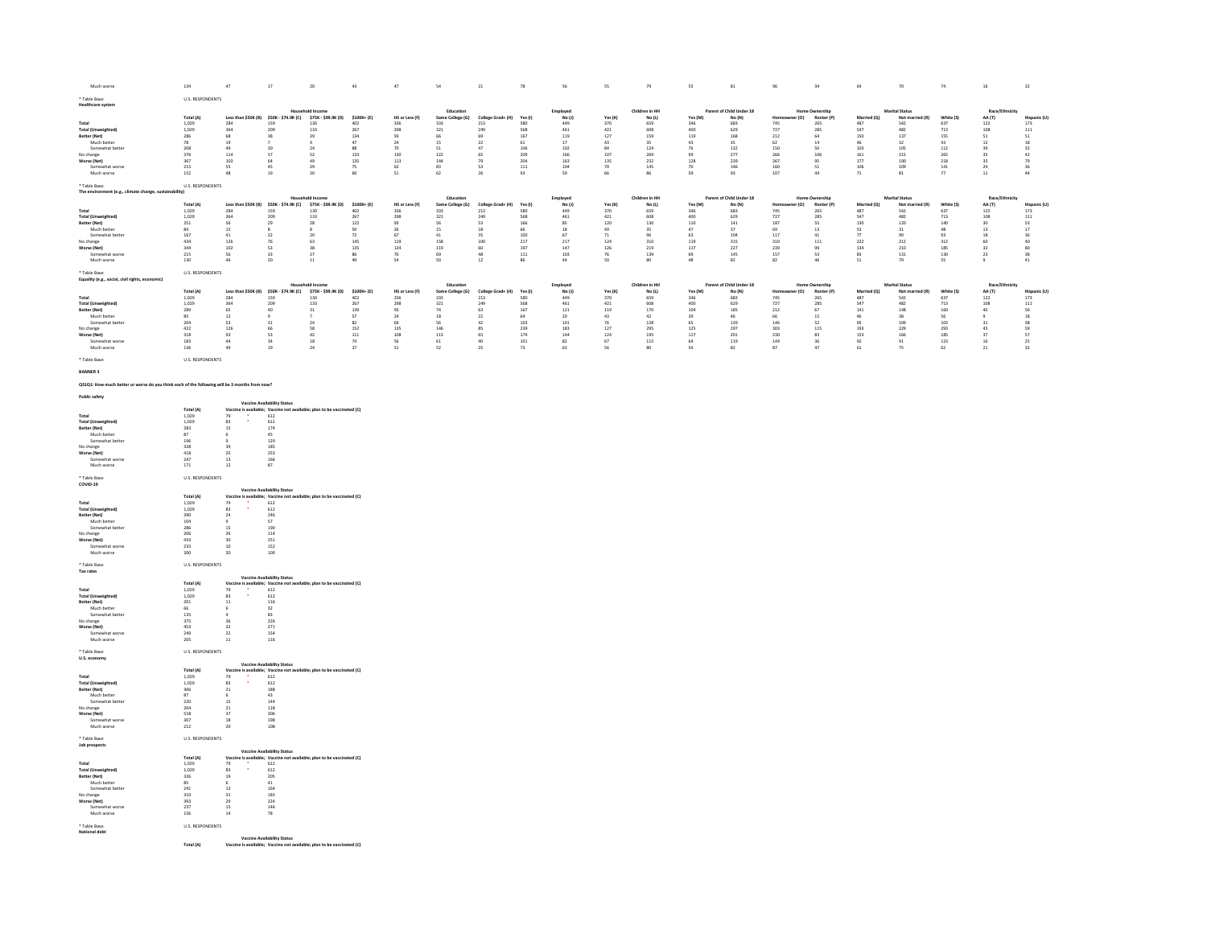| | Total (A) | Less than $50K (B) | $50K - $74.9K (C) | $75K - $99.9K (D) | $100K+ (E) | HS or Less (F) | Some College (G) | College Grad+ (H) | Yes (I) | No (J) | Yes (K) | No (L) | Yes (M) | No (N) | Homeowner (O) | Renter (P) | Married (Q) | Not married (R) | White (S) | AA (T) | Hispanic (U) |
|---|---|---|---|---|---|---|---|---|---|---|---|---|---|---|---|---|---|---|---|---|---|
| Much worse | 134 | 47 | 17 | 20 | 43 | 47 | 54 | 21 | 78 | 56 | 55 | 79 | 53 | 81 | 96 | 34 | 64 | 70 | 74 | 16 | 32 |

* Table Base: U.S. RESPONDENTS

**Healthcare system**

| | | Household Income | | | | Education | | | Employed | | Children in HH | | Parent of Child Under 18 | | Home Ownership | | Marital Status | | | Race/Ethnicity | |
|---|---|---|---|---|---|---|---|---|---|---|---|---|---|---|---|---|---|---|---|---|---|
| | Total (A) | Less than $50K (B) | $50K - $74.9K (C) | $75K - $99.9K (D) | $100K+ (E) | HS or Less (F) | Some College (G) | College Grad+ (H) | Yes (I) | No (J) | Yes (K) | No (L) | Yes (M) | No (N) | Homeowner (O) | Renter (P) | Married (Q) | Not married (R) | White (S) | AA (T) | Hispanic (U) |
| Total | 1,029 | 284 | 159 | 130 | 402 | 336 | 333 | 213 | 580 | 449 | 370 | 659 | 346 | 683 | 745 | 265 | 487 | 542 | 637 | 122 | 173 |
| Total (Unweighted) | 1,029 | 364 | 209 | 133 | 267 | 298 | 321 | 249 | 568 | 461 | 421 | 608 | 400 | 629 | 727 | 285 | 547 | 482 | 713 | 108 | 111 |
| Better (Net) | 286 | 68 | 38 | 29 | 134 | 93 | 66 | 69 | 167 | 119 | 127 | 159 | 119 | 168 | 212 | 64 | 150 | 137 | 155 | 51 | 51 |
| Much better | 78 | 19 | 7 | 4 | 47 | 24 | 15 | 22 | 61 | 17 | 43 | 35 | 43 | 35 | 62 | 14 | 46 | 32 | 43 | 12 | 18 |
| Somewhat better | 208 | 49 | 30 | 24 | 88 | 70 | 51 | 47 | 106 | 102 | 84 | 124 | 76 | 132 | 150 | 50 | 103 | 105 | 112 | 39 | 32 |
| No change | 376 | 114 | 57 | 52 | 133 | 130 | 122 | 65 | 209 | 166 | 107 | 269 | 99 | 277 | 266 | 106 | 161 | 215 | 265 | 35 | 42 |
| Worse (Net) | 367 | 103 | 64 | 49 | 135 | 113 | 144 | 79 | 204 | 163 | 135 | 232 | 128 | 239 | 267 | 95 | 177 | 190 | 218 | 35 | 79 |
| Somewhat worse | 215 | 55 | 45 | 29 | 75 | 62 | 83 | 53 | 111 | 104 | 70 | 145 | 70 | 146 | 160 | 51 | 106 | 109 | 141 | 24 | 36 |
| Much worse | 152 | 48 | 19 | 20 | 60 | 51 | 62 | 26 | 93 | 59 | 66 | 86 | 59 | 93 | 107 | 44 | 71 | 81 | 77 | 11 | 44 |

* Table Base: U.S. RESPONDENTS

**The environment (e.g., climate change, sustainability)**

| | | Household Income | | | | Education | | | Employed | | Children in HH | | Parent of Child Under 18 | | Home Ownership | | Marital Status | | | Race/Ethnicity | |
|---|---|---|---|---|---|---|---|---|---|---|---|---|---|---|---|---|---|---|---|---|---|
| | Total (A) | Less than $50K (B) | $50K - $74.9K (C) | $75K - $99.9K (D) | $100K+ (E) | HS or Less (F) | Some College (G) | College Grad+ (H) | Yes (I) | No (J) | Yes (K) | No (L) | Yes (M) | No (N) | Homeowner (O) | Renter (P) | Married (Q) | Not married (R) | White (S) | AA (T) | Hispanic (U) |
| Total | 1,029 | 284 | 159 | 130 | 402 | 336 | 333 | 213 | 580 | 449 | 370 | 659 | 346 | 683 | 745 | 265 | 487 | 542 | 637 | 122 | 173 |
| Total (Unweighted) | 1,029 | 364 | 209 | 133 | 267 | 298 | 321 | 249 | 568 | 461 | 421 | 608 | 400 | 629 | 727 | 285 | 547 | 482 | 713 | 108 | 111 |
| Better (Net) | 251 | 56 | 29 | 28 | 122 | 93 | 56 | 53 | 166 | 85 | 120 | 130 | 110 | 141 | 187 | 55 | 130 | 120 | 140 | 30 | 53 |
| Much better | 84 | 15 | 8 | 8 | 50 | 26 | 15 | 18 | 66 | 18 | 49 | 35 | 47 | 37 | 69 | 13 | 53 | 31 | 48 | 13 | 17 |
| Somewhat better | 167 | 41 | 22 | 20 | 72 | 67 | 41 | 35 | 100 | 67 | 71 | 96 | 63 | 104 | 117 | 41 | 77 | 90 | 93 | 18 | 36 |
| No change | 434 | 126 | 76 | 63 | 145 | 119 | 158 | 100 | 217 | 217 | 124 | 310 | 119 | 315 | 319 | 111 | 222 | 212 | 312 | 60 | 40 |
| Worse (Net) | 344 | 102 | 53 | 38 | 135 | 124 | 119 | 60 | 197 | 147 | 126 | 219 | 117 | 227 | 239 | 99 | 134 | 210 | 185 | 32 | 80 |
| Somewhat worse | 215 | 56 | 33 | 27 | 86 | 70 | 69 | 48 | 111 | 103 | 76 | 139 | 69 | 145 | 157 | 53 | 83 | 131 | 130 | 23 | 38 |
| Much worse | 130 | 46 | 20 | 11 | 49 | 54 | 50 | 12 | 86 | 44 | 50 | 80 | 48 | 82 | 82 | 46 | 51 | 79 | 55 | 9 | 41 |

* Table Base: U.S. RESPONDENTS

**Equality (e.g., social, civil rights, economic)**

| | | Household Income | | | | Education | | | Employed | | Children in HH | | Parent of Child Under 18 | | Home Ownership | | Marital Status | | | Race/Ethnicity | |
|---|---|---|---|---|---|---|---|---|---|---|---|---|---|---|---|---|---|---|---|---|---|
| | Total (A) | Less than $50K (B) | $50K - $74.9K (C) | $75K - $99.9K (D) | $100K+ (E) | HS or Less (F) | Some College (G) | College Grad+ (H) | Yes (I) | No (J) | Yes (K) | No (L) | Yes (M) | No (N) | Homeowner (O) | Renter (P) | Married (Q) | Not married (R) | White (S) | AA (T) | Hispanic (U) |
| Total | 1,029 | 284 | 159 | 130 | 402 | 336 | 333 | 213 | 580 | 449 | 370 | 659 | 346 | 683 | 745 | 265 | 487 | 542 | 637 | 122 | 173 |
| Total (Unweighted) | 1,029 | 364 | 209 | 133 | 267 | 298 | 321 | 249 | 568 | 461 | 421 | 608 | 400 | 629 | 727 | 285 | 547 | 482 | 713 | 108 | 111 |
| Better (Net) | 289 | 65 | 40 | 31 | 139 | 93 | 74 | 63 | 167 | 121 | 119 | 170 | 104 | 185 | 212 | 67 | 141 | 148 | 160 | 40 | 56 |
| Much better | 85 | 12 | 9 | 7 | 57 | 24 | 18 | 22 | 64 | 20 | 43 | 42 | 39 | 46 | 66 | 15 | 46 | 38 | 56 | 9 | 18 |
| Somewhat better | 204 | 53 | 31 | 24 | 82 | 68 | 56 | 42 | 103 | 101 | 76 | 128 | 65 | 139 | 146 | 52 | 95 | 109 | 103 | 31 | 38 |
| No change | 422 | 126 | 66 | 58 | 152 | 135 | 146 | 85 | 239 | 183 | 127 | 295 | 125 | 297 | 303 | 115 | 193 | 229 | 293 | 45 | 59 |
| Worse (Net) | 318 | 93 | 53 | 42 | 111 | 108 | 113 | 65 | 174 | 144 | 124 | 195 | 117 | 201 | 230 | 83 | 153 | 166 | 185 | 37 | 57 |
| Somewhat worse | 183 | 44 | 34 | 18 | 74 | 56 | 61 | 40 | 101 | 82 | 67 | 115 | 64 | 119 | 144 | 36 | 92 | 91 | 123 | 16 | 25 |
| Much worse | 136 | 49 | 19 | 24 | 37 | 51 | 52 | 25 | 73 | 63 | 56 | 80 | 54 | 82 | 87 | 47 | 61 | 75 | 62 | 21 | 32 |

* Table Base: U.S. RESPONDENTS

**BANNER 3**

**QS1Q1: How much better or worse do you think each of the following will be 3 months from now?**

**Public safety**

| | | Vaccine Availability Status | |
|---|---|---|---|
| | Total (A) | Vaccine is available; | Vaccine not available; plan to be vaccinated (C) |
| Total | 1,029 | 79 * | 612 |
| Total (Unweighted) | 1,029 | 83 * | 612 |
| Better (Net) | 283 | 15 | 174 |
| Much better | 87 | 6 | 45 |
| Somewhat better | 196 | 9 | 129 |
| No change | 328 | 39 | 185 |
| Worse (Net) | 418 | 25 | 253 |
| Somewhat worse | 247 | 13 | 166 |
| Much worse | 171 | 12 | 87 |

* Table Base: U.S. RESPONDENTS

**COVID-19**

| | | Vaccine Availability Status | |
|---|---|---|---|
| | Total (A) | Vaccine is available; | Vaccine not available; plan to be vaccinated (C) |
| Total | 1,029 | 79 * | 612 |
| Total (Unweighted) | 1,029 | 83 * | 612 |
| Better (Net) | 390 | 24 | 246 |
| Much better | 104 | 9 | 57 |
| Somewhat better | 286 | 15 | 190 |
| No change | 206 | 26 | 114 |
| Worse (Net) | 433 | 30 | 251 |
| Somewhat worse | 233 | 10 | 152 |
| Much worse | 200 | 20 | 100 |

* Table Base: U.S. RESPONDENTS

**Tax rates**

| | | Vaccine Availability Status | |
|---|---|---|---|
| | Total (A) | Vaccine is available; | Vaccine not available; plan to be vaccinated (C) |
| Total | 1,029 | 79 * | 612 |
| Total (Unweighted) | 1,029 | 83 * | 612 |
| Better (Net) | 201 | 11 | 116 |
| Much better | 66 | 6 | 32 |
| Somewhat better | 135 | 4 | 83 |
| No change | 375 | 36 | 226 |
| Worse (Net) | 453 | 32 | 271 |
| Somewhat worse | 249 | 22 | 154 |
| Much worse | 205 | 11 | 116 |

* Table Base: U.S. RESPONDENTS

**U.S. economy**

| | | Vaccine Availability Status | |
|---|---|---|---|
| | Total (A) | Vaccine is available; | Vaccine not available; plan to be vaccinated (C) |
| Total | 1,029 | 79 * | 612 |
| Total (Unweighted) | 1,029 | 83 * | 612 |
| Better (Net) | 306 | 21 | 188 |
| Much better | 87 | 6 | 43 |
| Somewhat better | 220 | 15 | 144 |
| No change | 204 | 21 | 118 |
| Worse (Net) | 518 | 37 | 306 |
| Somewhat worse | 307 | 18 | 198 |
| Much worse | 212 | 20 | 108 |

* Table Base: U.S. RESPONDENTS

**Job prospects**

| | | Vaccine Availability Status | |
|---|---|---|---|
| | Total (A) | Vaccine is available; | Vaccine not available; plan to be vaccinated (C) |
| Total | 1,029 | 79 * | 612 |
| Total (Unweighted) | 1,029 | 83 * | 612 |
| Better (Net) | 326 | 19 | 205 |
| Much better | 85 | 6 | 41 |
| Somewhat better | 241 | 13 | 164 |
| No change | 310 | 31 | 183 |
| Worse (Net) | 393 | 29 | 224 |
| Somewhat worse | 237 | 15 | 146 |
| Much worse | 156 | 14 | 78 |

* Table Base: U.S. RESPONDENTS

**National debt**

| | | Vaccine Availability Status | |
|---|---|---|---|
| | Total (A) | Vaccine is available; | Vaccine not available; plan to be vaccinated (C) |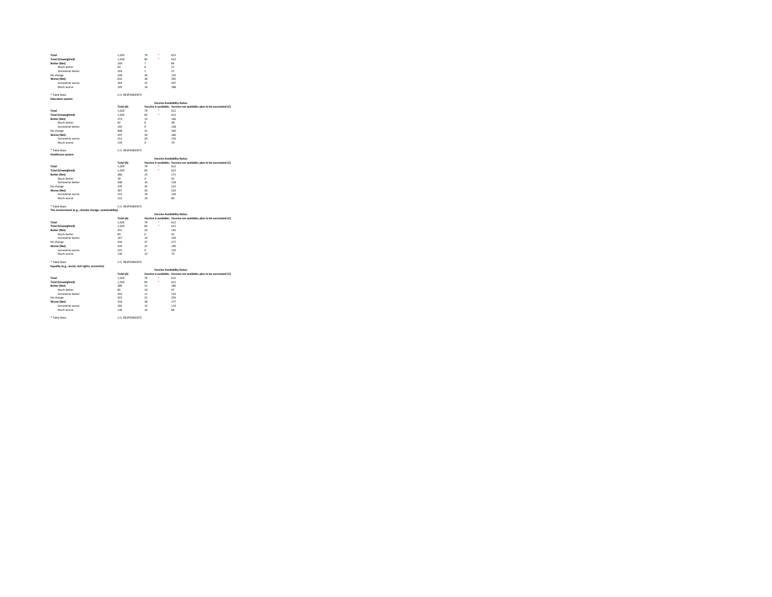| | | | | |
|---|---|---|---|---|
| **Total** | 1,029 | 79 | * | 612 |
| **Total (Unweighted)** | 1,029 | 83 | * | 612 |
| **Better (Net)** | 169 | 7 | | 84 |
| Much better | 64 | 6 | | 27 |
| Somewhat better | 104 | 1 | | 57 |
| No change | 228 | 34 | | 133 |
| **Worse (Net)** | 633 | 38 | | 395 |
| Somewhat worse | 304 | 22 | | 207 |
| Much worse | 329 | 16 | | 188 |

* Table Base: U.S. RESPONDENTS

**Education system**

| | | Vaccine Availability Status | | |
|---|---|---|---|---|
| | **Total (A)** | **Vaccine is available;** | | **Vaccine not available; plan to be vaccinated (C)** |
| **Total** | 1,029 | 79 | * | 612 |
| **Total (Unweighted)** | 1,029 | 83 | * | 612 |
| **Better (Net)** | 273 | 15 | | 166 |
| Much better | 82 | 6 | | 38 |
| Somewhat better | 192 | 9 | | 128 |
| No change | 408 | 31 | | 260 |
| **Worse (Net)** | 347 | 34 | | 186 |
| Somewhat worse | 213 | 24 | | 116 |
| Much worse | 134 | 9 | | 70 |

* Table Base: U.S. RESPONDENTS

**Healthcare system**

| | | Vaccine Availability Status | | |
|---|---|---|---|---|
| | **Total (A)** | **Vaccine is available;** | | **Vaccine not available; plan to be vaccinated (C)** |
| **Total** | 1,029 | 79 | * | 612 |
| **Total (Unweighted)** | 1,029 | 83 | * | 612 |
| **Better (Net)** | 286 | 15 | | 171 |
| Much better | 78 | 4 | | 42 |
| Somewhat better | 208 | 10 | | 128 |
| No change | 376 | 35 | | 222 |
| **Worse (Net)** | 367 | 29 | | 220 |
| Somewhat worse | 215 | 19 | | 139 |
| Much worse | 152 | 10 | | 80 |

* Table Base: U.S. RESPONDENTS

**The environment (e.g., climate change, sustainability)**

| | | Vaccine Availability Status | | |
|---|---|---|---|---|
| | **Total (A)** | **Vaccine is available;** | | **Vaccine not available; plan to be vaccinated (C)** |
| **Total** | 1,029 | 79 | * | 612 |
| **Total (Unweighted)** | 1,029 | 83 | * | 612 |
| **Better (Net)** | 251 | 20 | | 145 |
| Much better | 84 | 6 | | 42 |
| Somewhat better | 167 | 14 | | 103 |
| No change | 434 | 37 | | 277 |
| **Worse (Net)** | 344 | 22 | | 190 |
| Somewhat worse | 215 | 9 | | 120 |
| Much worse | 130 | 13 | | 70 |

* Table Base: U.S. RESPONDENTS

**Equality (e.g., social, civil rights, economic)**

| | | Vaccine Availability Status | | |
|---|---|---|---|---|
| | **Total (A)** | **Vaccine is available;** | | **Vaccine not available; plan to be vaccinated (C)** |
| **Total** | 1,029 | 79 | * | 612 |
| **Total (Unweighted)** | 1,029 | 83 | * | 612 |
| **Better (Net)** | 289 | 21 | | 180 |
| Much better | 85 | 10 | | 47 |
| Somewhat better | 204 | 11 | | 133 |
| No change | 422 | 31 | | 254 |
| **Worse (Net)** | 318 | 28 | | 177 |
| Somewhat worse | 183 | 12 | | 110 |
| Much worse | 136 | 16 | | 68 |

* Table Base: U.S. RESPONDENTS